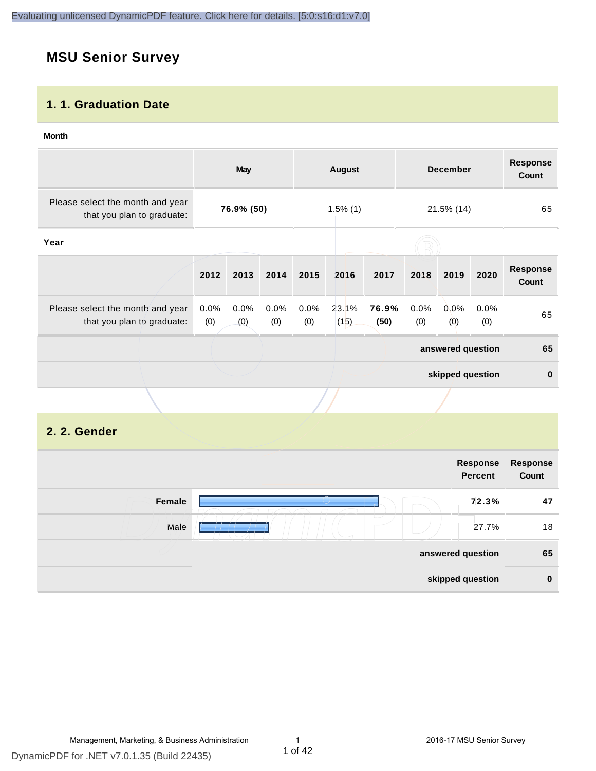# MSU Senior Survey

## 1. 1. Graduation Date

**Month**

| | May | August | December | Response Count |
|---|---|---|---|---|
| Please select the month and year that you plan to graduate: | **76.9% (50)** | 1.5% (1) | 21.5% (14) | 65 |

**Year**

| | 2012 | 2013 | 2014 | 2015 | 2016 | 2017 | 2018 | 2019 | 2020 | Response Count |
|---|---|---|---|---|---|---|---|---|---|---|
| Please select the month and year that you plan to graduate: | 0.0% (0) | 0.0% (0) | 0.0% (0) | 0.0% (0) | 23.1% (15) | **76.9% (50)** | 0.0% (0) | 0.0% (0) | 0.0% (0) | 65 |
| | | | | | | | | | **answered question** | **65** |
| | | | | | | | | | **skipped question** | **0** |

## 2. 2. Gender

| | Response Percent | Response Count |
|---|---|---|
| **Female** | **72.3%** | **47** |
| Male | 27.7% | 18 |
| | **answered question** | **65** |
| | **skipped question** | **0** |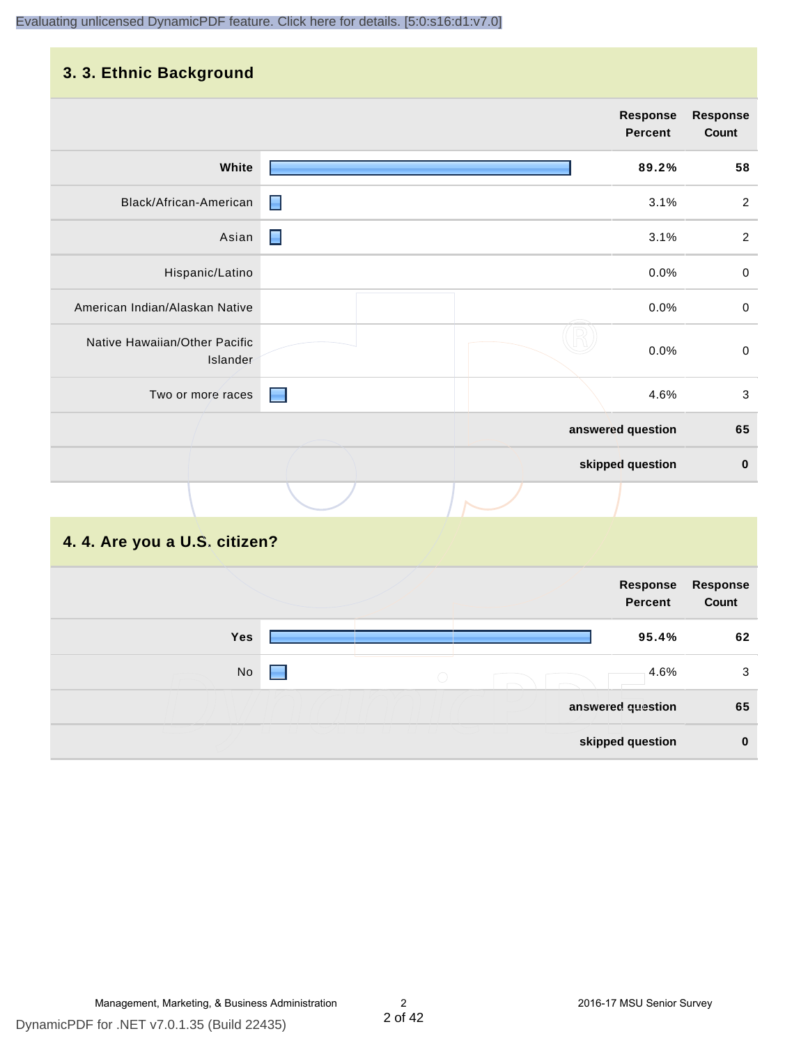## 3. 3. Ethnic Background

| | Response Percent | Response Count |
|---|---|---|
| White | 89.2% | 58 |
| Black/African-American | 3.1% | 2 |
| Asian | 3.1% | 2 |
| Hispanic/Latino | 0.0% | 0 |
| American Indian/Alaskan Native | 0.0% | 0 |
| Native Hawaiian/Other Pacific Islander | 0.0% | 0 |
| Two or more races | 4.6% | 3 |
| | answered question | 65 |
| | skipped question | 0 |

## 4. 4. Are you a U.S. citizen?

| | Response Percent | Response Count |
|---|---|---|
| Yes | 95.4% | 62 |
| No | 4.6% | 3 |
| | answered question | 65 |
| | skipped question | 0 |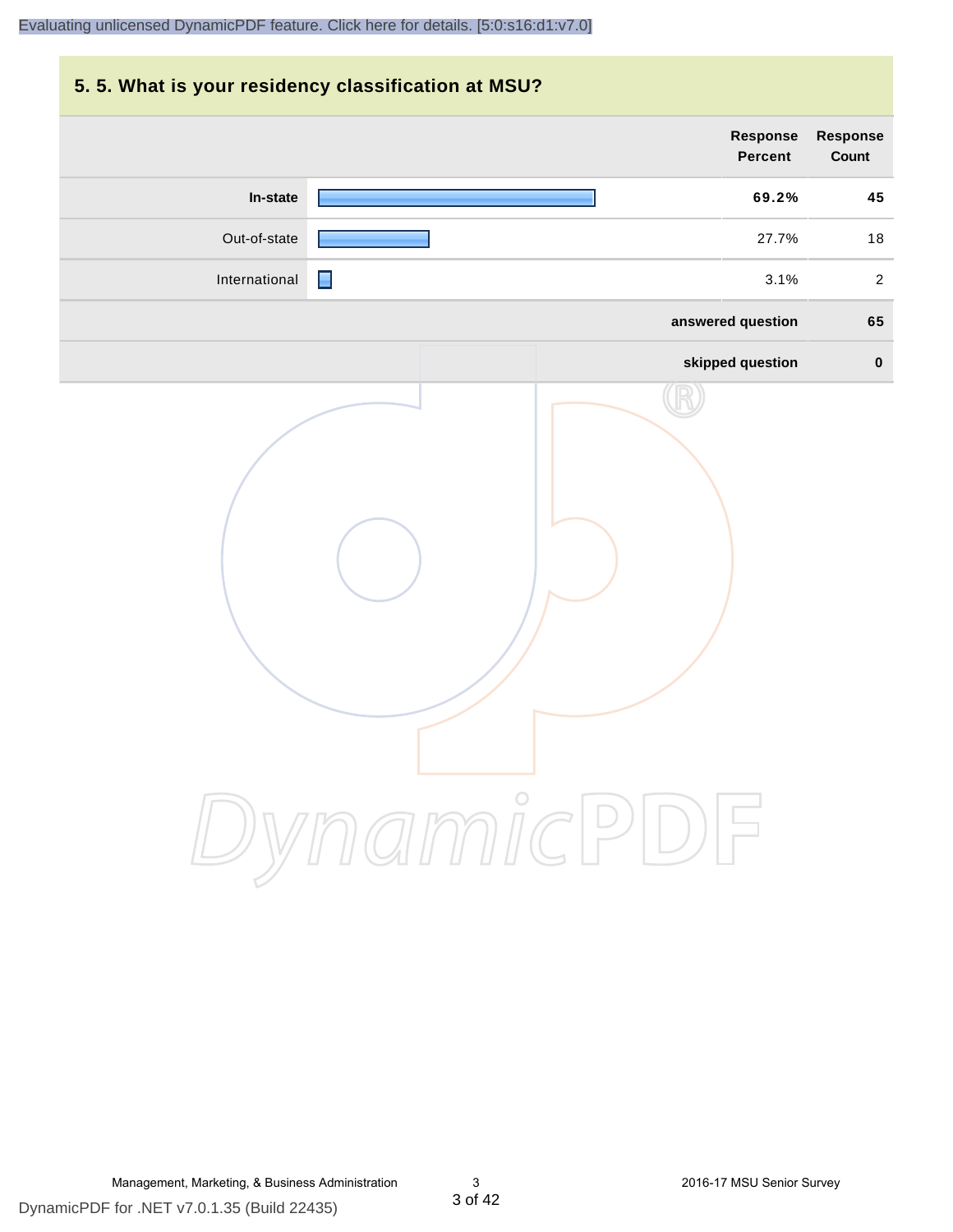## 5. 5. What is your residency classification at MSU?

| | Response Percent | Response Count |
|---|---|---|
| **In-state** | **69.2%** | **45** |
| Out-of-state | 27.7% | 18 |
| International | 3.1% | 2 |
| | **answered question** | **65** |
| | **skipped question** | **0** |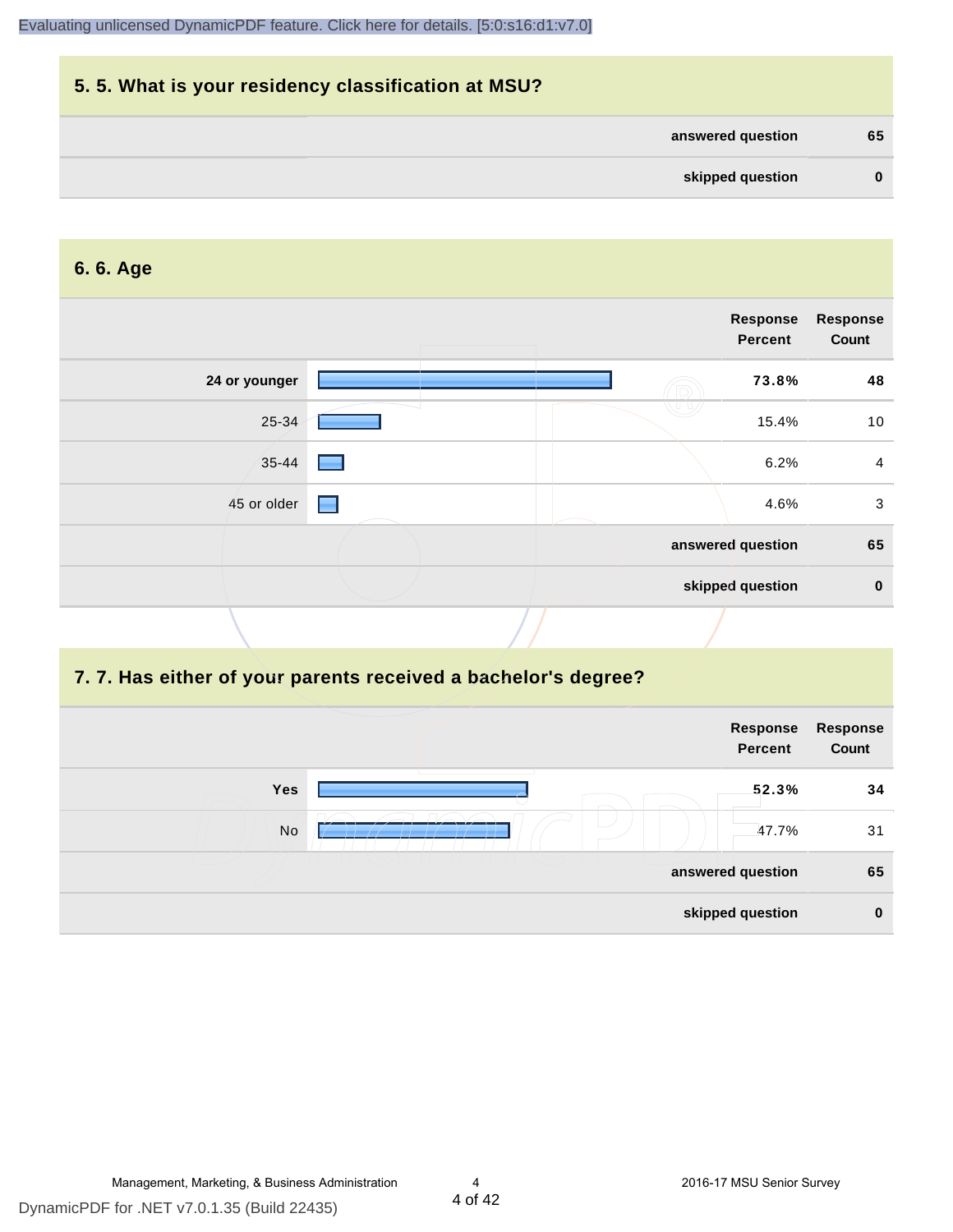## 5. 5. What is your residency classification at MSU?

| | |
|---|---|
| answered question | 65 |
| skipped question | 0 |

## 6. 6. Age

| | Response Percent | Response Count |
|---|---|---|
| **24 or younger** | **73.8%** | **48** |
| 25-34 | 15.4% | 10 |
| 35-44 | 6.2% | 4 |
| 45 or older | 4.6% | 3 |
| | **answered question** | **65** |
| | **skipped question** | **0** |

## 7. 7. Has either of your parents received a bachelor's degree?

| | Response Percent | Response Count |
|---|---|---|
| **Yes** | **52.3%** | **34** |
| No | 47.7% | 31 |
| | **answered question** | **65** |
| | **skipped question** | **0** |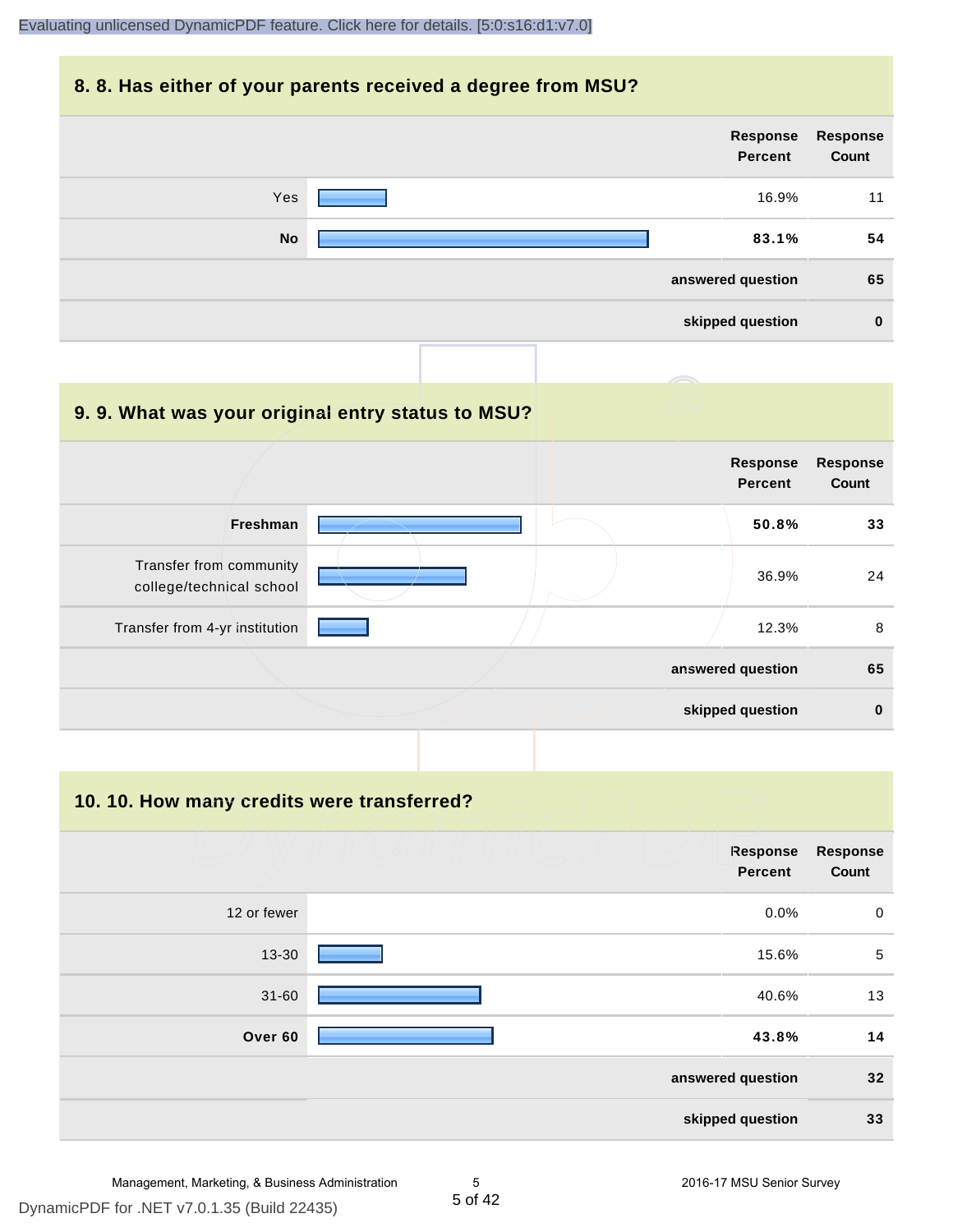## 8. 8. Has either of your parents received a degree from MSU?

| | Response Percent | Response Count |
|---|---|---|
| Yes | 16.9% | 11 |
| **No** | **83.1%** | **54** |
| **answered question** | | **65** |
| **skipped question** | | **0** |

## 9. 9. What was your original entry status to MSU?

| | Response Percent | Response Count |
|---|---|---|
| **Freshman** | **50.8%** | **33** |
| Transfer from community college/technical school | 36.9% | 24 |
| Transfer from 4-yr institution | 12.3% | 8 |
| **answered question** | | **65** |
| **skipped question** | | **0** |

## 10. 10. How many credits were transferred?

| | Response Percent | Response Count |
|---|---|---|
| 12 or fewer | 0.0% | 0 |
| 13-30 | 15.6% | 5 |
| 31-60 | 40.6% | 13 |
| **Over 60** | **43.8%** | **14** |
| **answered question** | | **32** |
| **skipped question** | | **33** |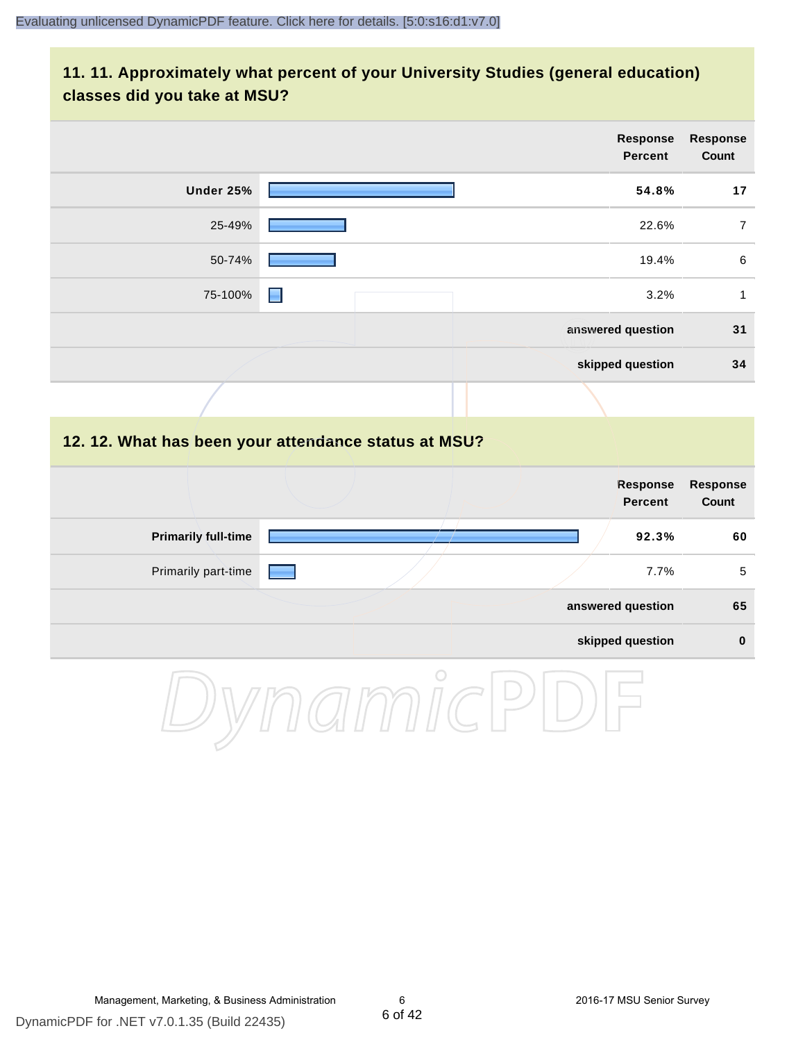## 11. 11. Approximately what percent of your University Studies (general education) classes did you take at MSU?

| | Response Percent | Response Count |
|---|---|---|
| **Under 25%** | **54.8%** | **17** |
| 25-49% | 22.6% | 7 |
| 50-74% | 19.4% | 6 |
| 75-100% | 3.2% | 1 |
| | **answered question** | **31** |
| | **skipped question** | **34** |

## 12. 12. What has been your attendance status at MSU?

| | Response Percent | Response Count |
|---|---|---|
| **Primarily full-time** | **92.3%** | **60** |
| Primarily part-time | 7.7% | 5 |
| | **answered question** | **65** |
| | **skipped question** | **0** |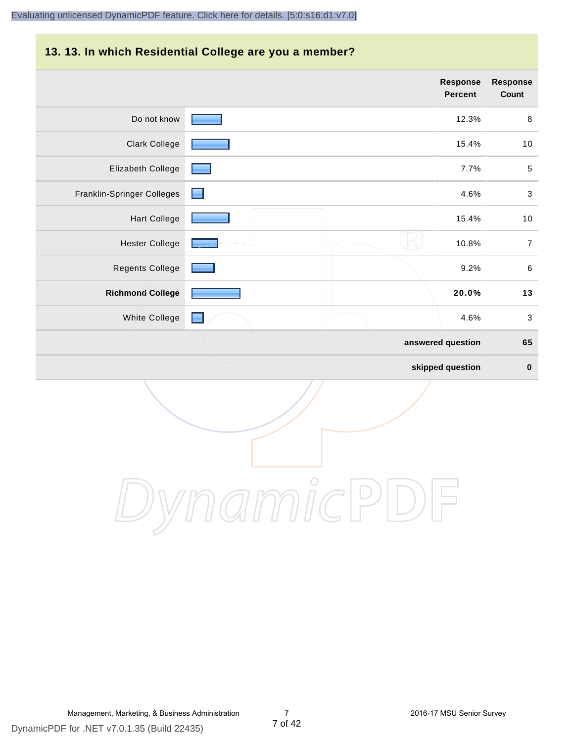## 13. 13. In which Residential College are you a member?

| | Response Percent | Response Count |
|---|---|---|
| Do not know | 12.3% | 8 |
| Clark College | 15.4% | 10 |
| Elizabeth College | 7.7% | 5 |
| Franklin-Springer Colleges | 4.6% | 3 |
| Hart College | 15.4% | 10 |
| Hester College | 10.8% | 7 |
| Regents College | 9.2% | 6 |
| **Richmond College** | **20.0%** | **13** |
| White College | 4.6% | 3 |
| | **answered question** | **65** |
| | **skipped question** | **0** |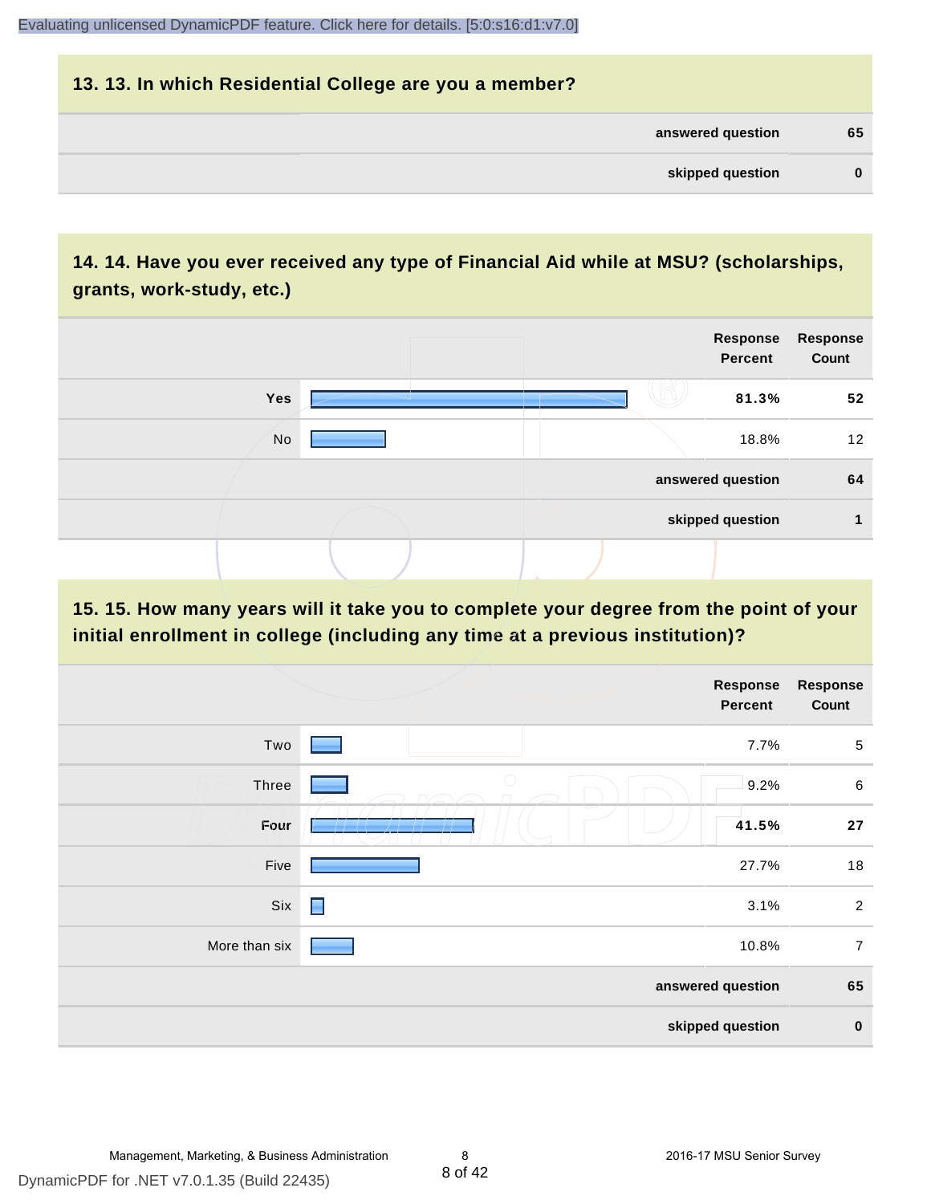## 13. 13. In which Residential College are you a member?

| | |
|---|---|
| answered question | 65 |
| skipped question | 0 |

## 14. 14. Have you ever received any type of Financial Aid while at MSU? (scholarships, grants, work-study, etc.)

| | Response Percent | Response Count |
|---|---|---|
| **Yes** | **81.3%** | **52** |
| No | 18.8% | 12 |
| answered question | | 64 |
| skipped question | | 1 |

## 15. 15. How many years will it take you to complete your degree from the point of your initial enrollment in college (including any time at a previous institution)?

| | Response Percent | Response Count |
|---|---|---|
| Two | 7.7% | 5 |
| Three | 9.2% | 6 |
| **Four** | **41.5%** | **27** |
| Five | 27.7% | 18 |
| Six | 3.1% | 2 |
| More than six | 10.8% | 7 |
| answered question | | 65 |
| skipped question | | 0 |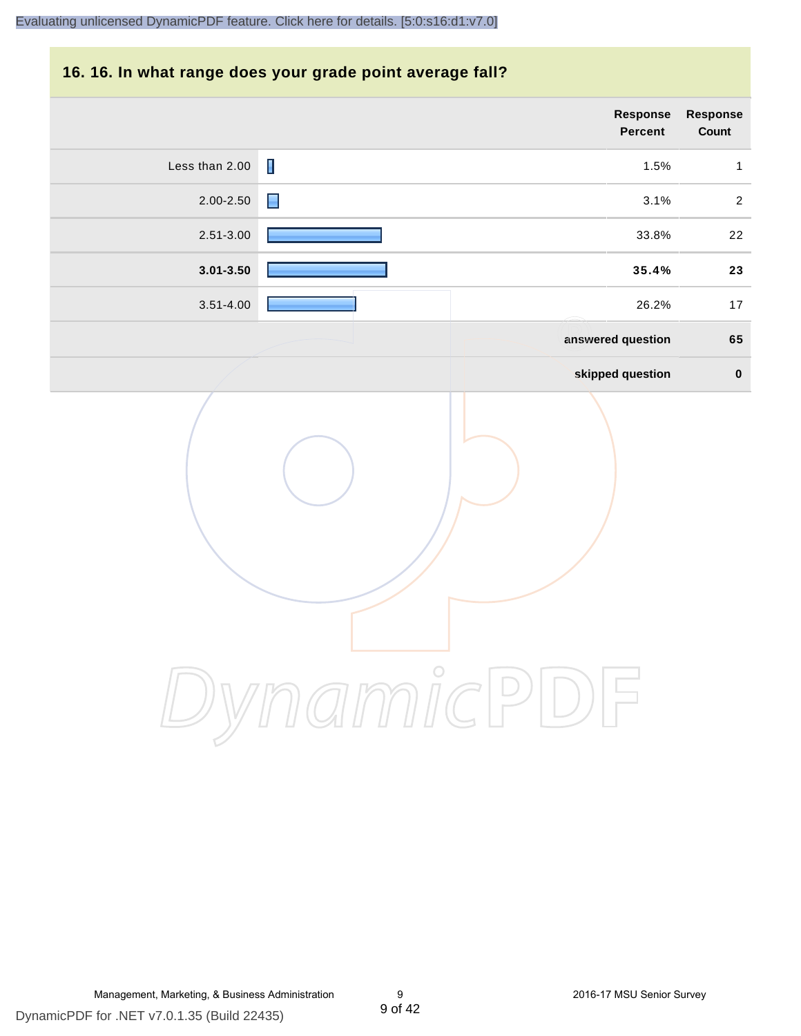## 16. 16. In what range does your grade point average fall?

| | Response Percent | Response Count |
|---|---|---|
| Less than 2.00 | 1.5% | 1 |
| 2.00-2.50 | 3.1% | 2 |
| 2.51-3.00 | 33.8% | 22 |
| **3.01-3.50** | **35.4%** | **23** |
| 3.51-4.00 | 26.2% | 17 |
| | **answered question** | **65** |
| | **skipped question** | **0** |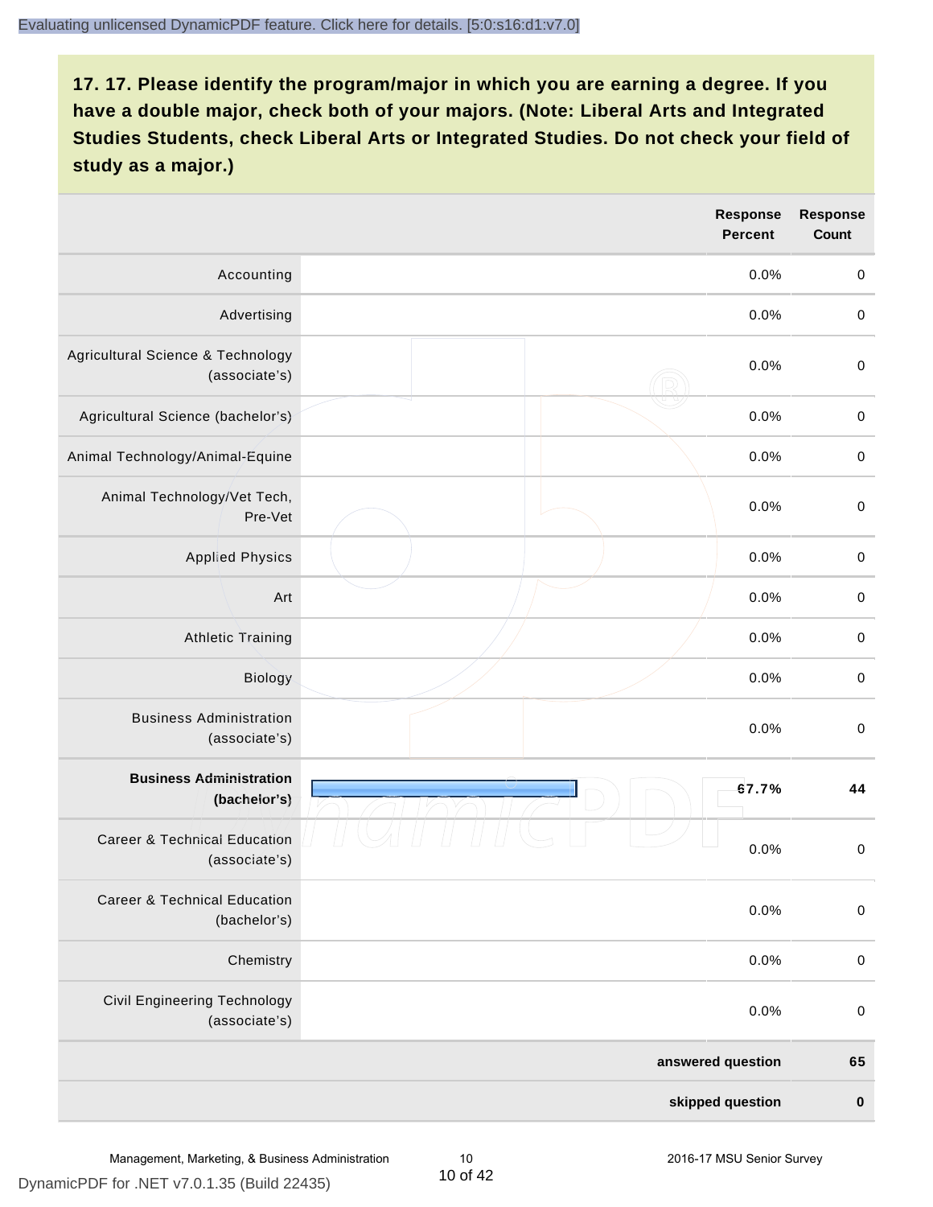Evaluating unlicensed DynamicPDF feature. Click here for details. [5:0:s16:d1:v7.0]

## 17. 17. Please identify the program/major in which you are earning a degree. If you have a double major, check both of your majors. (Note: Liberal Arts and Integrated Studies Students, check Liberal Arts or Integrated Studies. Do not check your field of study as a major.)

| | Response Percent | Response Count |
|---|---|---|
| Accounting | 0.0% | 0 |
| Advertising | 0.0% | 0 |
| Agricultural Science & Technology (associate's) | 0.0% | 0 |
| Agricultural Science (bachelor's) | 0.0% | 0 |
| Animal Technology/Animal-Equine | 0.0% | 0 |
| Animal Technology/Vet Tech, Pre-Vet | 0.0% | 0 |
| Applied Physics | 0.0% | 0 |
| Art | 0.0% | 0 |
| Athletic Training | 0.0% | 0 |
| Biology | 0.0% | 0 |
| Business Administration (associate's) | 0.0% | 0 |
| **Business Administration (bachelor's)** | **67.7%** | **44** |
| Career & Technical Education (associate's) | 0.0% | 0 |
| Career & Technical Education (bachelor's) | 0.0% | 0 |
| Chemistry | 0.0% | 0 |
| Civil Engineering Technology (associate's) | 0.0% | 0 |
| **answered question** | | **65** |
| **skipped question** | | **0** |

DynamicPDF for .NET v7.0.1.35 (Build 22435)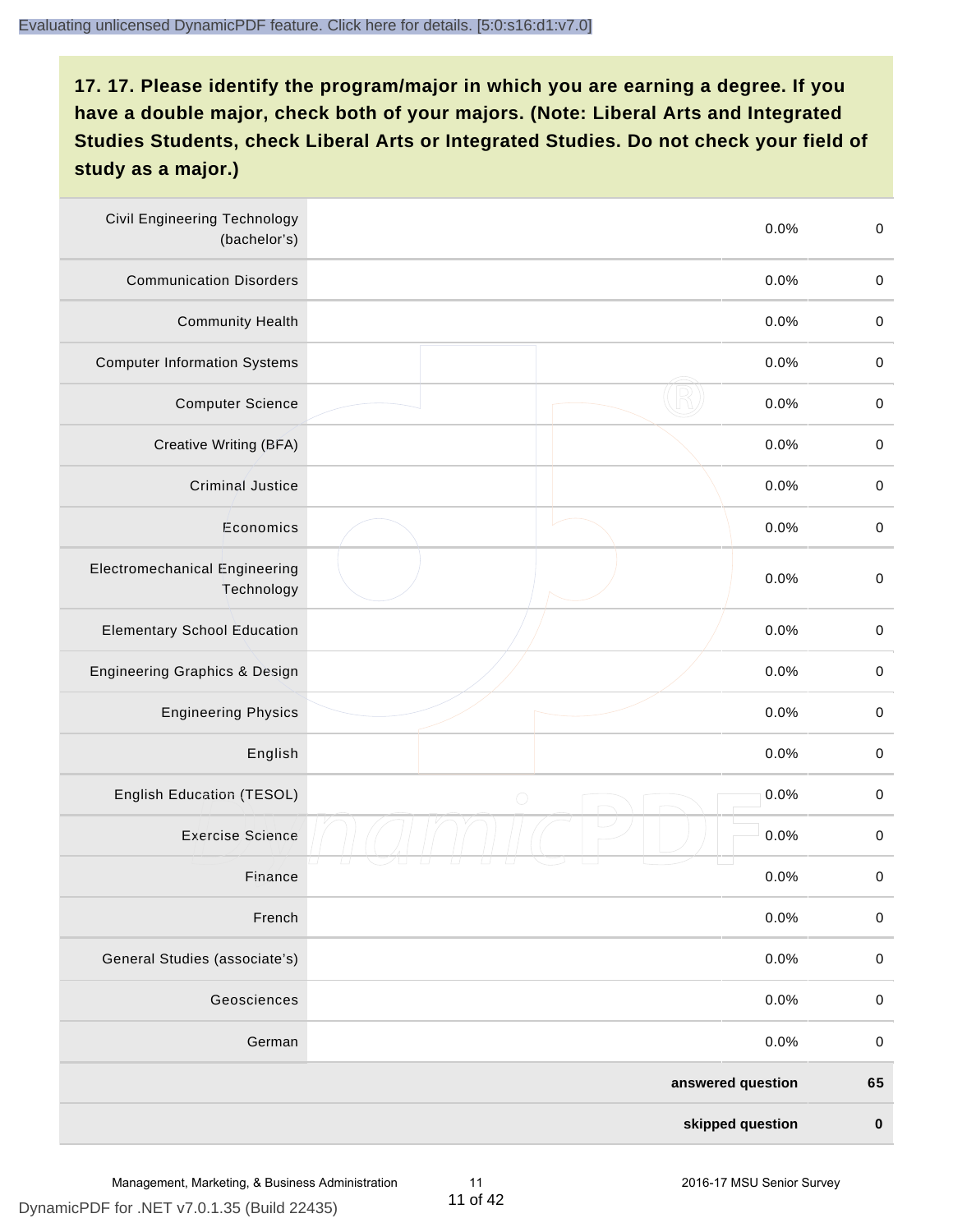**17. 17. Please identify the program/major in which you are earning a degree. If you have a double major, check both of your majors. (Note: Liberal Arts and Integrated Studies Students, check Liberal Arts or Integrated Studies. Do not check your field of study as a major.)**

| | | | |
|---|---|---|---|
| Civil Engineering Technology (bachelor's) | | 0.0% | 0 |
| Communication Disorders | | 0.0% | 0 |
| Community Health | | 0.0% | 0 |
| Computer Information Systems | | 0.0% | 0 |
| Computer Science | | 0.0% | 0 |
| Creative Writing (BFA) | | 0.0% | 0 |
| Criminal Justice | | 0.0% | 0 |
| Economics | | 0.0% | 0 |
| Electromechanical Engineering Technology | | 0.0% | 0 |
| Elementary School Education | | 0.0% | 0 |
| Engineering Graphics & Design | | 0.0% | 0 |
| Engineering Physics | | 0.0% | 0 |
| English | | 0.0% | 0 |
| English Education (TESOL) | | 0.0% | 0 |
| Exercise Science | | 0.0% | 0 |
| Finance | | 0.0% | 0 |
| French | | 0.0% | 0 |
| General Studies (associate's) | | 0.0% | 0 |
| Geosciences | | 0.0% | 0 |
| German | | 0.0% | 0 |
| | | **answered question** | **65** |
| | | **skipped question** | **0** |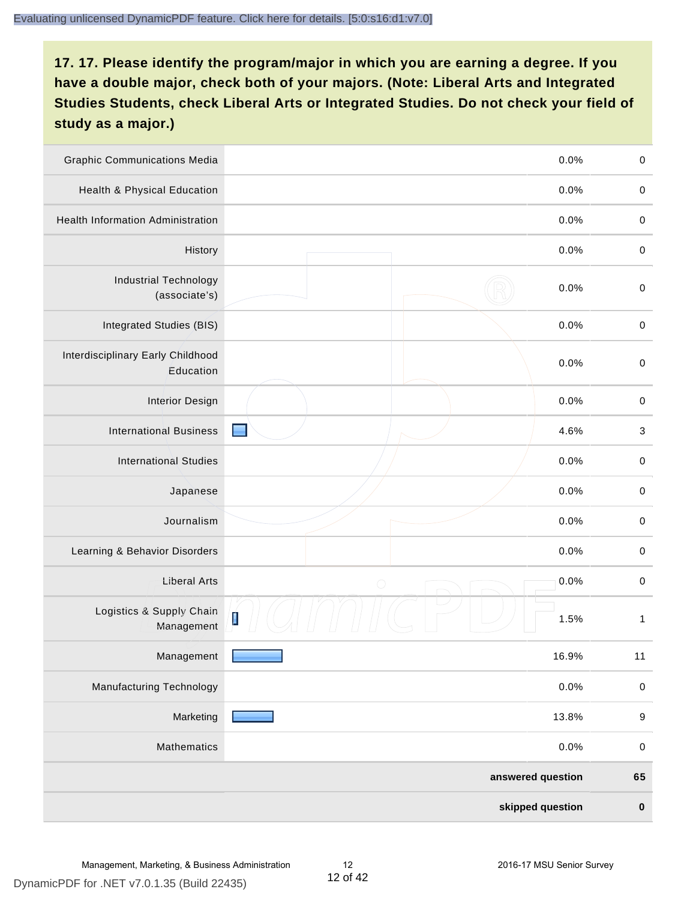## 17. 17. Please identify the program/major in which you are earning a degree. If you have a double major, check both of your majors. (Note: Liberal Arts and Integrated Studies Students, check Liberal Arts or Integrated Studies. Do not check your field of study as a major.)

| Program/Major | Percent | Count |
|---|---|---|
| Graphic Communications Media | 0.0% | 0 |
| Health & Physical Education | 0.0% | 0 |
| Health Information Administration | 0.0% | 0 |
| History | 0.0% | 0 |
| Industrial Technology (associate's) | 0.0% | 0 |
| Integrated Studies (BIS) | 0.0% | 0 |
| Interdisciplinary Early Childhood Education | 0.0% | 0 |
| Interior Design | 0.0% | 0 |
| International Business | 4.6% | 3 |
| International Studies | 0.0% | 0 |
| Japanese | 0.0% | 0 |
| Journalism | 0.0% | 0 |
| Learning & Behavior Disorders | 0.0% | 0 |
| Liberal Arts | 0.0% | 0 |
| Logistics & Supply Chain Management | 1.5% | 1 |
| Management | 16.9% | 11 |
| Manufacturing Technology | 0.0% | 0 |
| Marketing | 13.8% | 9 |
| Mathematics | 0.0% | 0 |
| **answered question** | | **65** |
| **skipped question** | | **0** |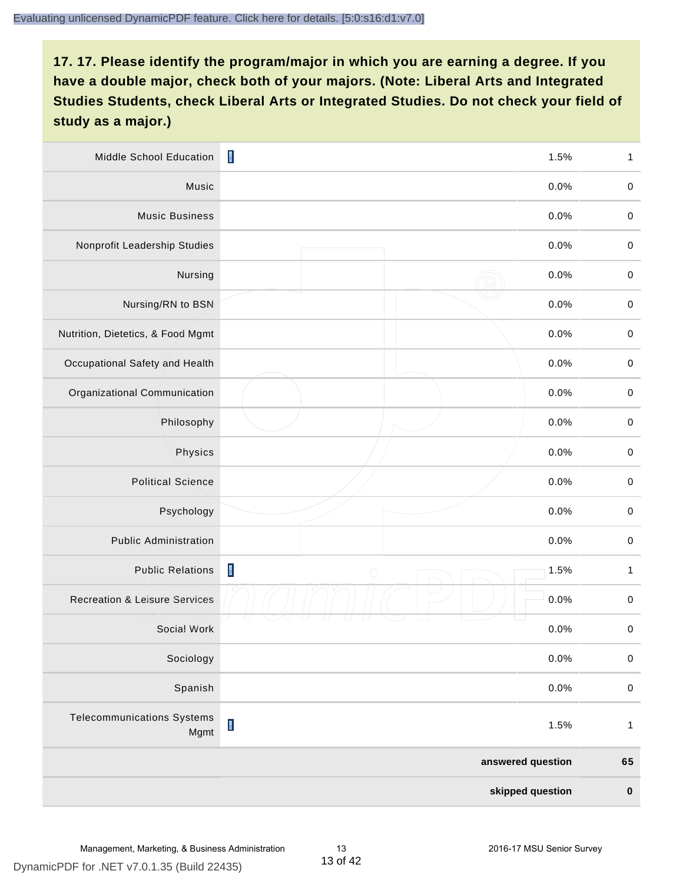## 17. 17. Please identify the program/major in which you are earning a degree. If you have a double major, check both of your majors. (Note: Liberal Arts and Integrated Studies Students, check Liberal Arts or Integrated Studies. Do not check your field of study as a major.)

| Program/Major | Percent | Count |
|---|---|---|
| Middle School Education | 1.5% | 1 |
| Music | 0.0% | 0 |
| Music Business | 0.0% | 0 |
| Nonprofit Leadership Studies | 0.0% | 0 |
| Nursing | 0.0% | 0 |
| Nursing/RN to BSN | 0.0% | 0 |
| Nutrition, Dietetics, & Food Mgmt | 0.0% | 0 |
| Occupational Safety and Health | 0.0% | 0 |
| Organizational Communication | 0.0% | 0 |
| Philosophy | 0.0% | 0 |
| Physics | 0.0% | 0 |
| Political Science | 0.0% | 0 |
| Psychology | 0.0% | 0 |
| Public Administration | 0.0% | 0 |
| Public Relations | 1.5% | 1 |
| Recreation & Leisure Services | 0.0% | 0 |
| Social Work | 0.0% | 0 |
| Sociology | 0.0% | 0 |
| Spanish | 0.0% | 0 |
| Telecommunications Systems Mgmt | 1.5% | 1 |
| | **answered question** | **65** |
| | **skipped question** | **0** |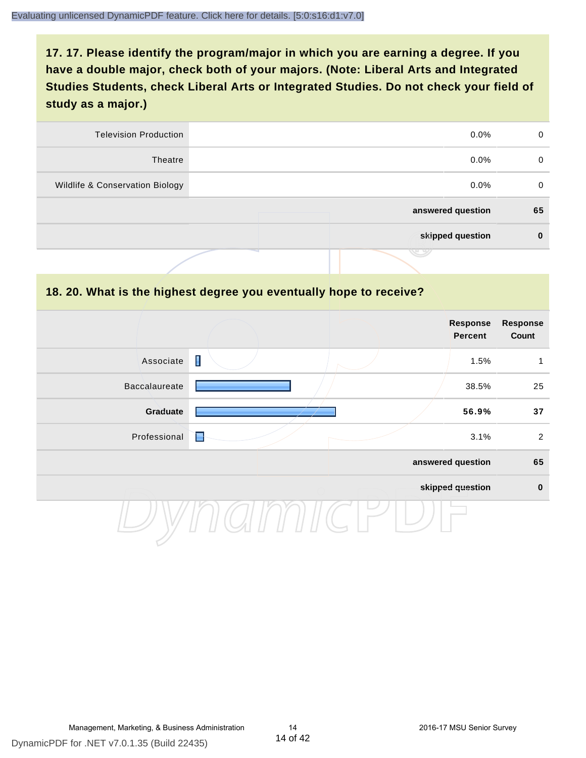## 17. 17. Please identify the program/major in which you are earning a degree. If you have a double major, check both of your majors. (Note: Liberal Arts and Integrated Studies Students, check Liberal Arts or Integrated Studies. Do not check your field of study as a major.)

| | | | |
|---|---|---|---|
| Television Production | | 0.0% | 0 |
| Theatre | | 0.0% | 0 |
| Wildlife & Conservation Biology | | 0.0% | 0 |
| | | **answered question** | **65** |
| | | **skipped question** | **0** |

## 18. 20. What is the highest degree you eventually hope to receive?

| | | Response Percent | Response Count |
|---|---|---|---|
| Associate | | 1.5% | 1 |
| Baccalaureate | | 38.5% | 25 |
| **Graduate** | | **56.9%** | **37** |
| Professional | | 3.1% | 2 |
| | | **answered question** | **65** |
| | | **skipped question** | **0** |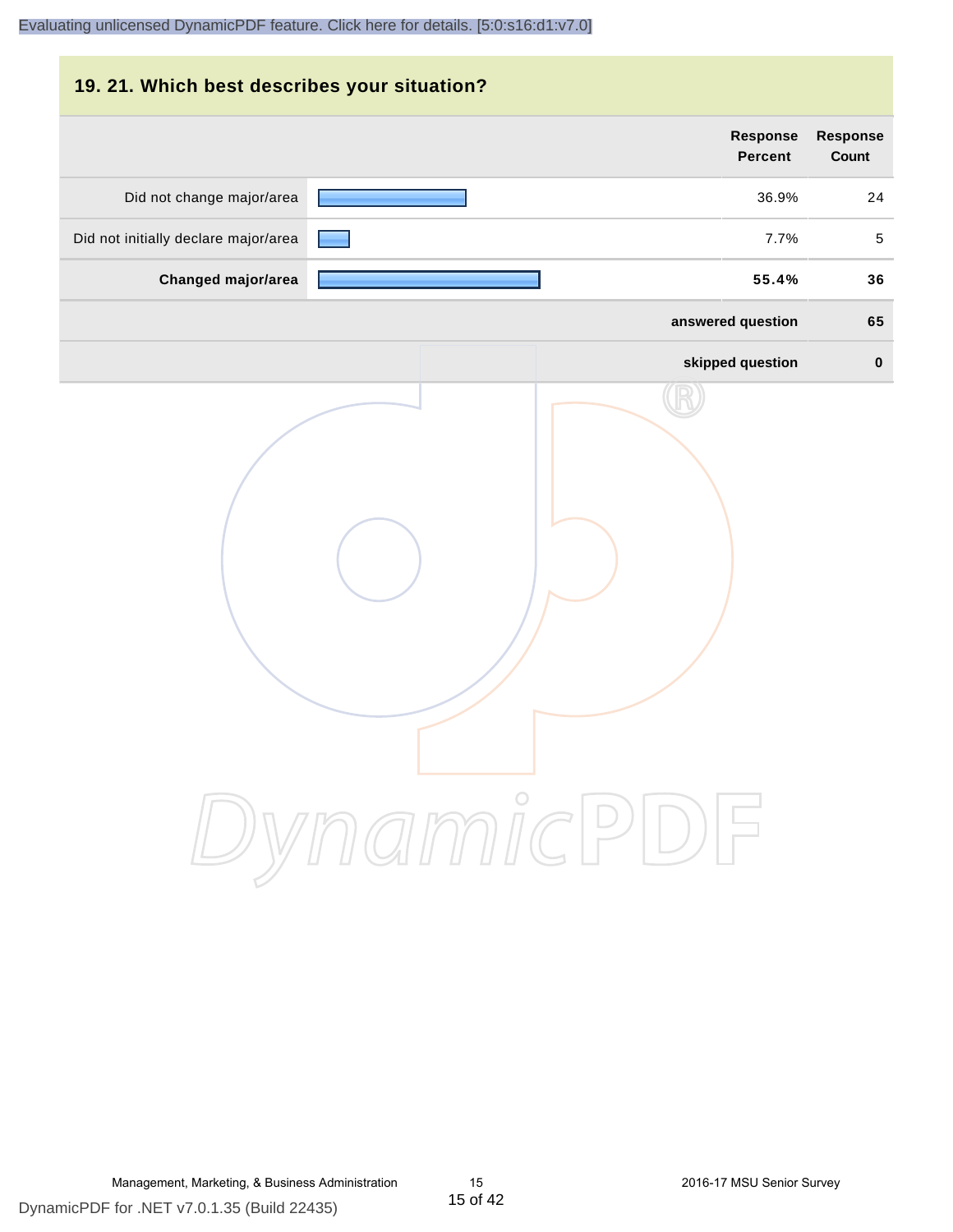## 19. 21. Which best describes your situation?

| | Response Percent | Response Count |
|---|---|---|
| Did not change major/area | 36.9% | 24 |
| Did not initially declare major/area | 7.7% | 5 |
| **Changed major/area** | **55.4%** | **36** |
| **answered question** | | **65** |
| **skipped question** | | **0** |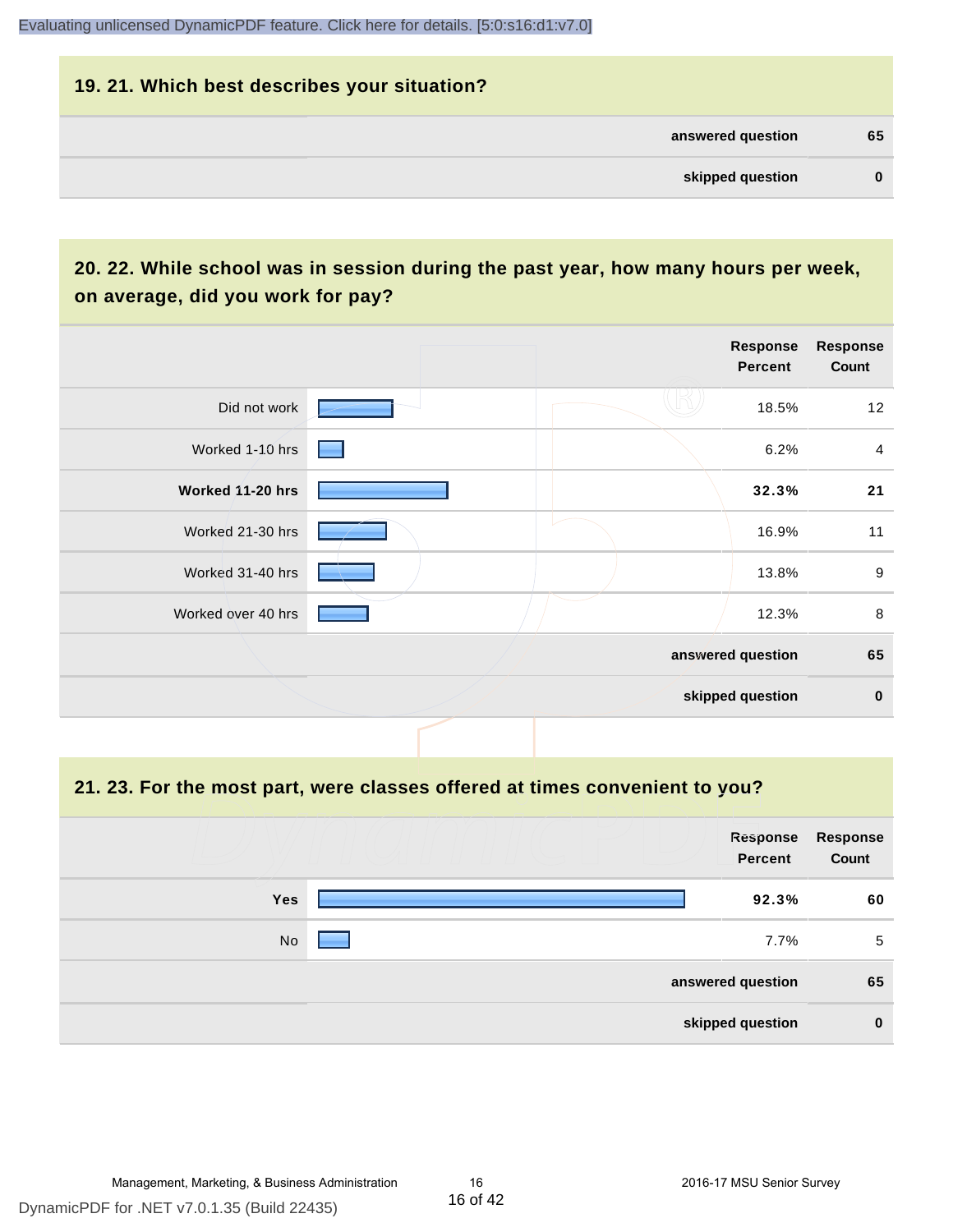## 19. 21. Which best describes your situation?

| | |
|---|---|
| answered question | 65 |
| skipped question | 0 |

## 20. 22. While school was in session during the past year, how many hours per week, on average, did you work for pay?

| | Response Percent | Response Count |
|---|---|---|
| Did not work | 18.5% | 12 |
| Worked 1-10 hrs | 6.2% | 4 |
| **Worked 11-20 hrs** | **32.3%** | **21** |
| Worked 21-30 hrs | 16.9% | 11 |
| Worked 31-40 hrs | 13.8% | 9 |
| Worked over 40 hrs | 12.3% | 8 |
| | answered question | 65 |
| | skipped question | 0 |

## 21. 23. For the most part, were classes offered at times convenient to you?

| | Response Percent | Response Count |
|---|---|---|
| **Yes** | **92.3%** | **60** |
| No | 7.7% | 5 |
| | answered question | 65 |
| | skipped question | 0 |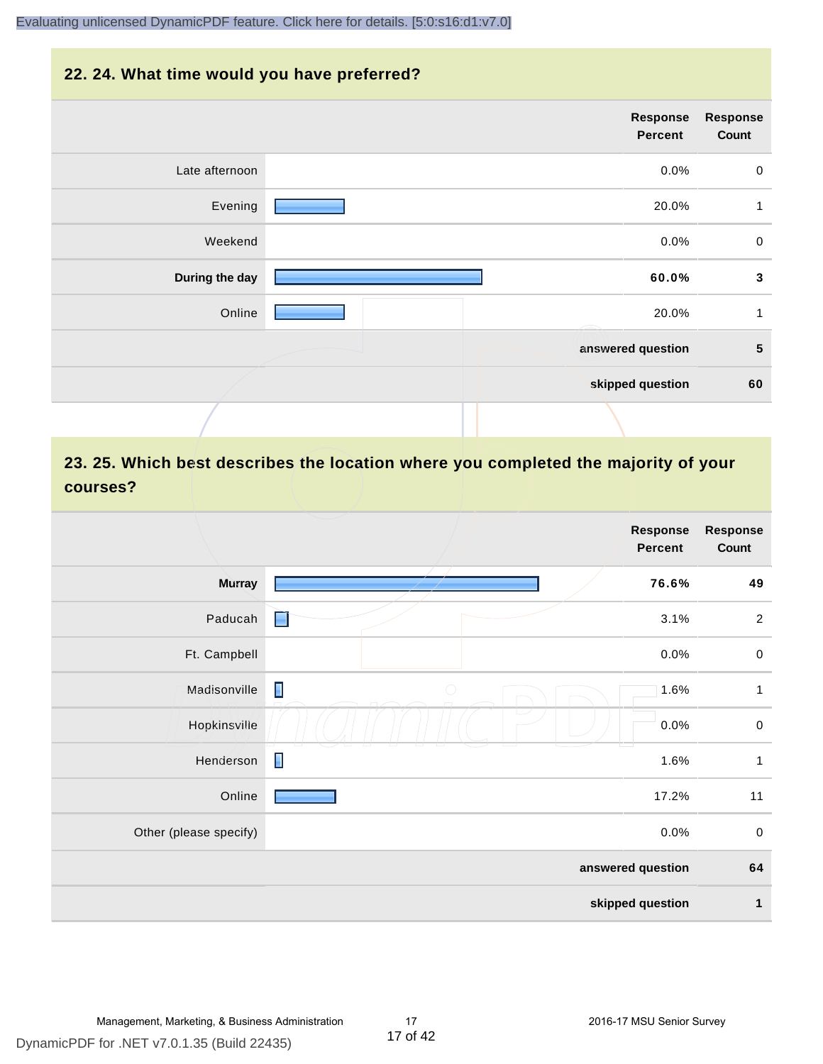## 22. 24. What time would you have preferred?

| | Response Percent | Response Count |
|---|---|---|
| Late afternoon | 0.0% | 0 |
| Evening | 20.0% | 1 |
| Weekend | 0.0% | 0 |
| **During the day** | **60.0%** | **3** |
| Online | 20.0% | 1 |
| | **answered question** | **5** |
| | **skipped question** | **60** |

## 23. 25. Which best describes the location where you completed the majority of your courses?

| | Response Percent | Response Count |
|---|---|---|
| **Murray** | **76.6%** | **49** |
| Paducah | 3.1% | 2 |
| Ft. Campbell | 0.0% | 0 |
| Madisonville | 1.6% | 1 |
| Hopkinsville | 0.0% | 0 |
| Henderson | 1.6% | 1 |
| Online | 17.2% | 11 |
| Other (please specify) | 0.0% | 0 |
| | **answered question** | **64** |
| | **skipped question** | **1** |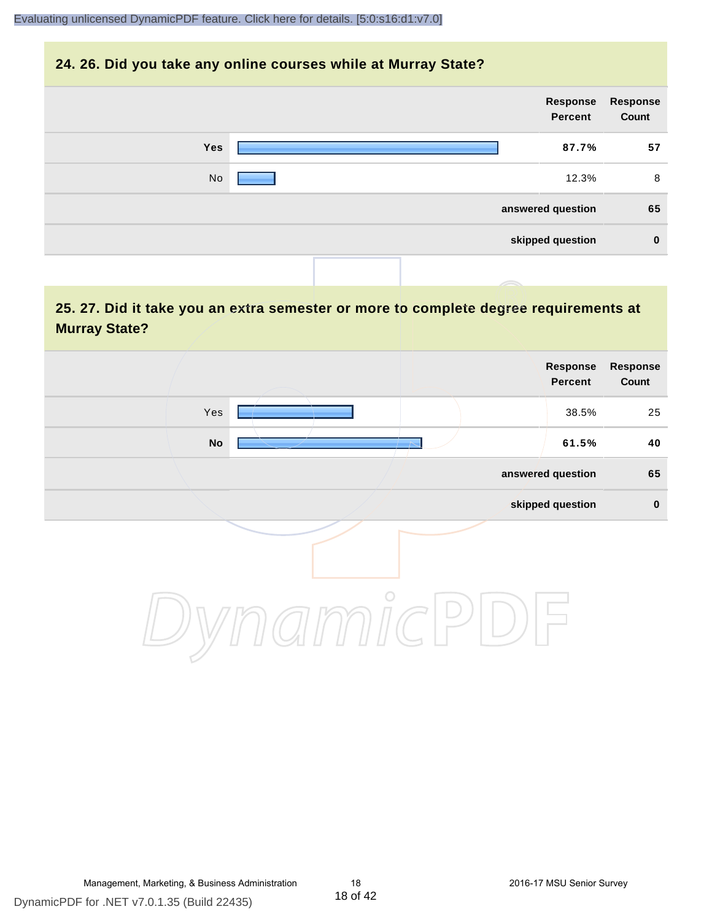## 24. 26. Did you take any online courses while at Murray State?

| | Response Percent | Response Count |
|---|---|---|
| **Yes** | **87.7%** | **57** |
| No | 12.3% | 8 |
| **answered question** | | **65** |
| **skipped question** | | **0** |

## 25. 27. Did it take you an extra semester or more to complete degree requirements at Murray State?

| | Response Percent | Response Count |
|---|---|---|
| Yes | 38.5% | 25 |
| **No** | **61.5%** | **40** |
| **answered question** | | **65** |
| **skipped question** | | **0** |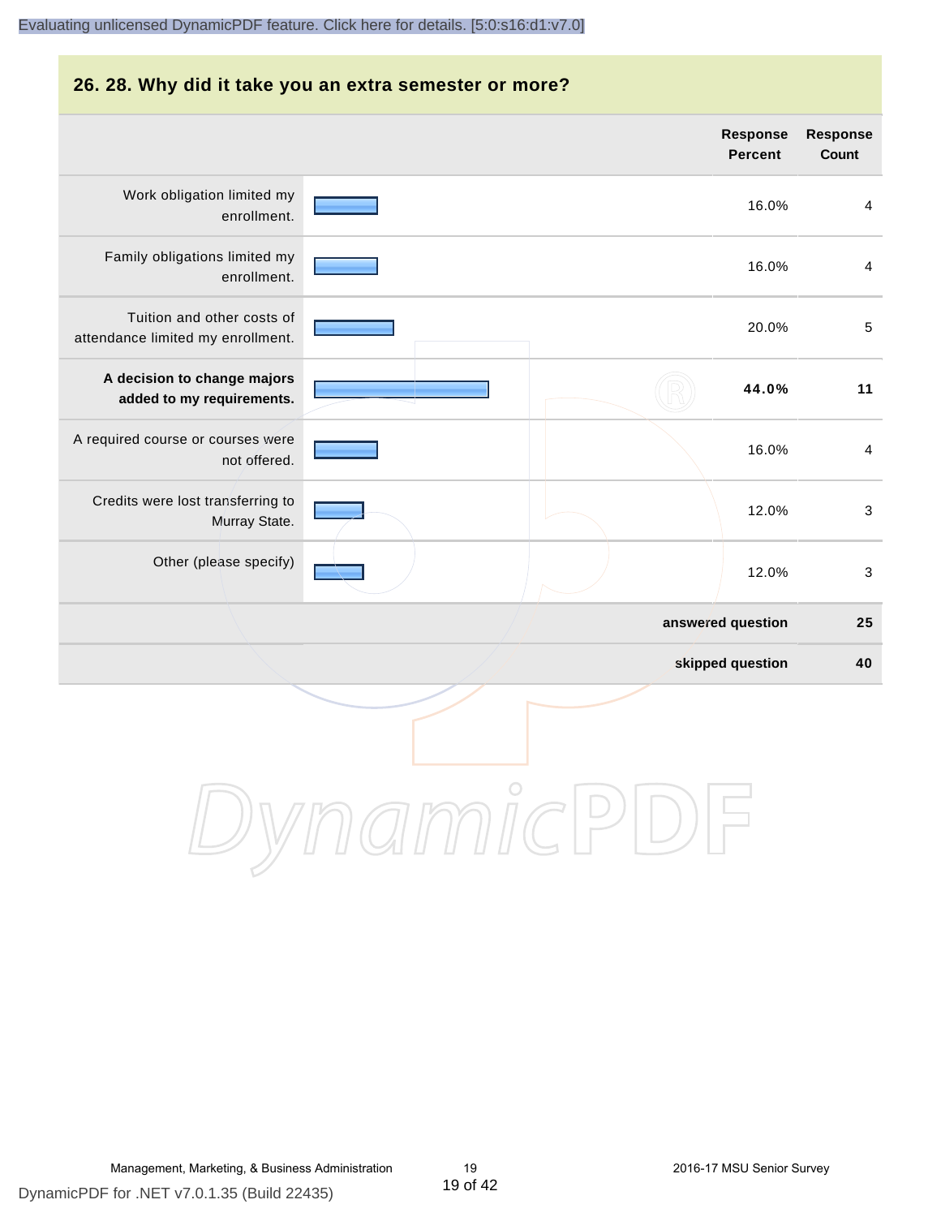## 26. 28. Why did it take you an extra semester or more?

| | Response Percent | Response Count |
|---|---|---|
| Work obligation limited my enrollment. | 16.0% | 4 |
| Family obligations limited my enrollment. | 16.0% | 4 |
| Tuition and other costs of attendance limited my enrollment. | 20.0% | 5 |
| **A decision to change majors added to my requirements.** | **44.0%** | **11** |
| A required course or courses were not offered. | 16.0% | 4 |
| Credits were lost transferring to Murray State. | 12.0% | 3 |
| Other (please specify) | 12.0% | 3 |
| | **answered question** | **25** |
| | **skipped question** | **40** |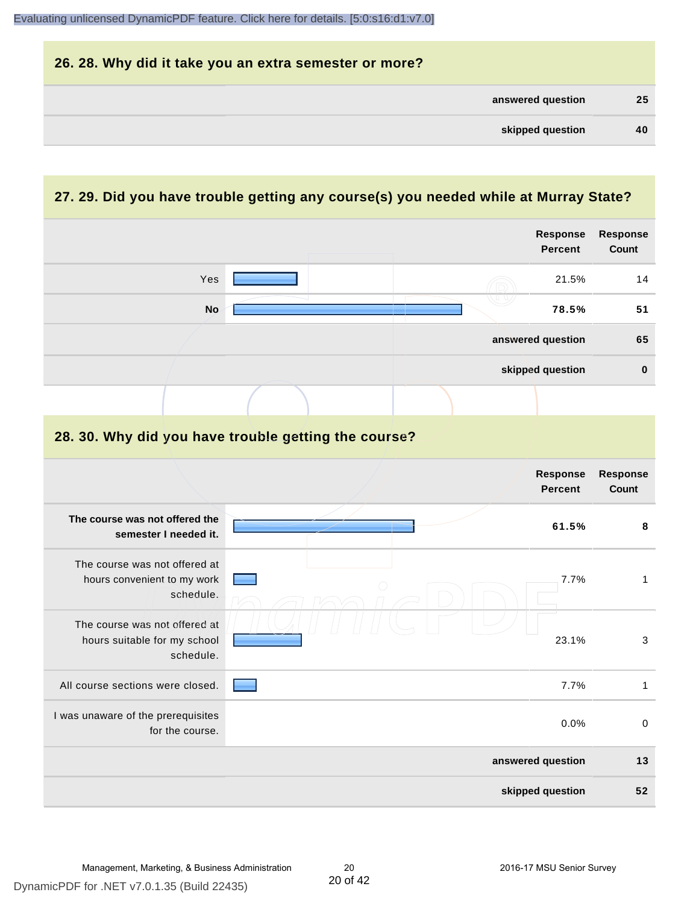## 26. 28. Why did it take you an extra semester or more?

| | |
|---|---|
| **answered question** | **25** |
| **skipped question** | **40** |

## 27. 29. Did you have trouble getting any course(s) you needed while at Murray State?

| | Response Percent | Response Count |
|---|---|---|
| Yes | 21.5% | 14 |
| **No** | **78.5%** | **51** |
| **answered question** | | **65** |
| **skipped question** | | **0** |

## 28. 30. Why did you have trouble getting the course?

| | Response Percent | Response Count |
|---|---|---|
| **The course was not offered the semester I needed it.** | **61.5%** | **8** |
| The course was not offered at hours convenient to my work schedule. | 7.7% | 1 |
| The course was not offered at hours suitable for my school schedule. | 23.1% | 3 |
| All course sections were closed. | 7.7% | 1 |
| I was unaware of the prerequisites for the course. | 0.0% | 0 |
| **answered question** | | **13** |
| **skipped question** | | **52** |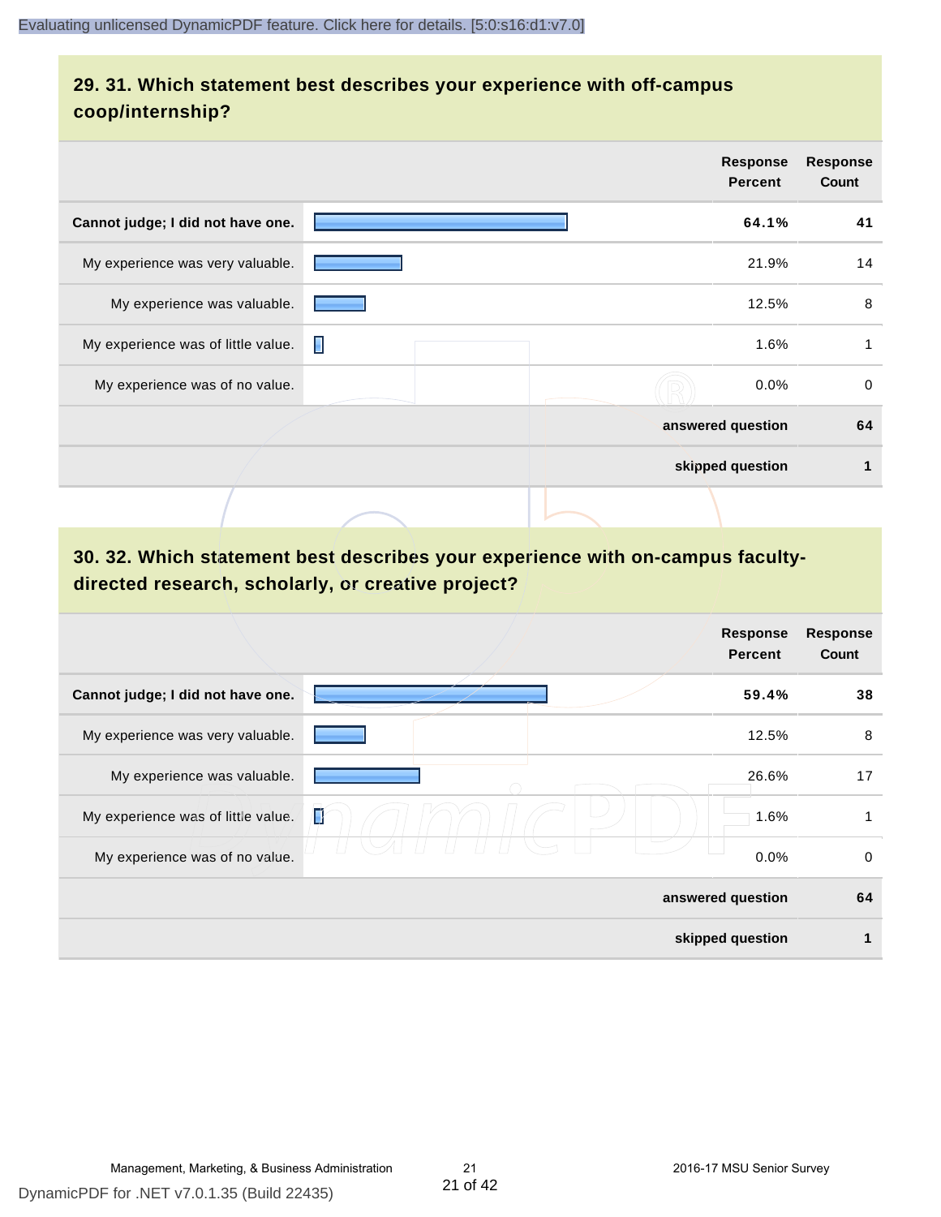## 29. 31. Which statement best describes your experience with off-campus coop/internship?

| | Response Percent | Response Count |
|---|---|---|
| **Cannot judge; I did not have one.** | **64.1%** | **41** |
| My experience was very valuable. | 21.9% | 14 |
| My experience was valuable. | 12.5% | 8 |
| My experience was of little value. | 1.6% | 1 |
| My experience was of no value. | 0.0% | 0 |
| | **answered question** | **64** |
| | **skipped question** | **1** |

## 30. 32. Which statement best describes your experience with on-campus faculty-directed research, scholarly, or creative project?

| | Response Percent | Response Count |
|---|---|---|
| **Cannot judge; I did not have one.** | **59.4%** | **38** |
| My experience was very valuable. | 12.5% | 8 |
| My experience was valuable. | 26.6% | 17 |
| My experience was of little value. | 1.6% | 1 |
| My experience was of no value. | 0.0% | 0 |
| | **answered question** | **64** |
| | **skipped question** | **1** |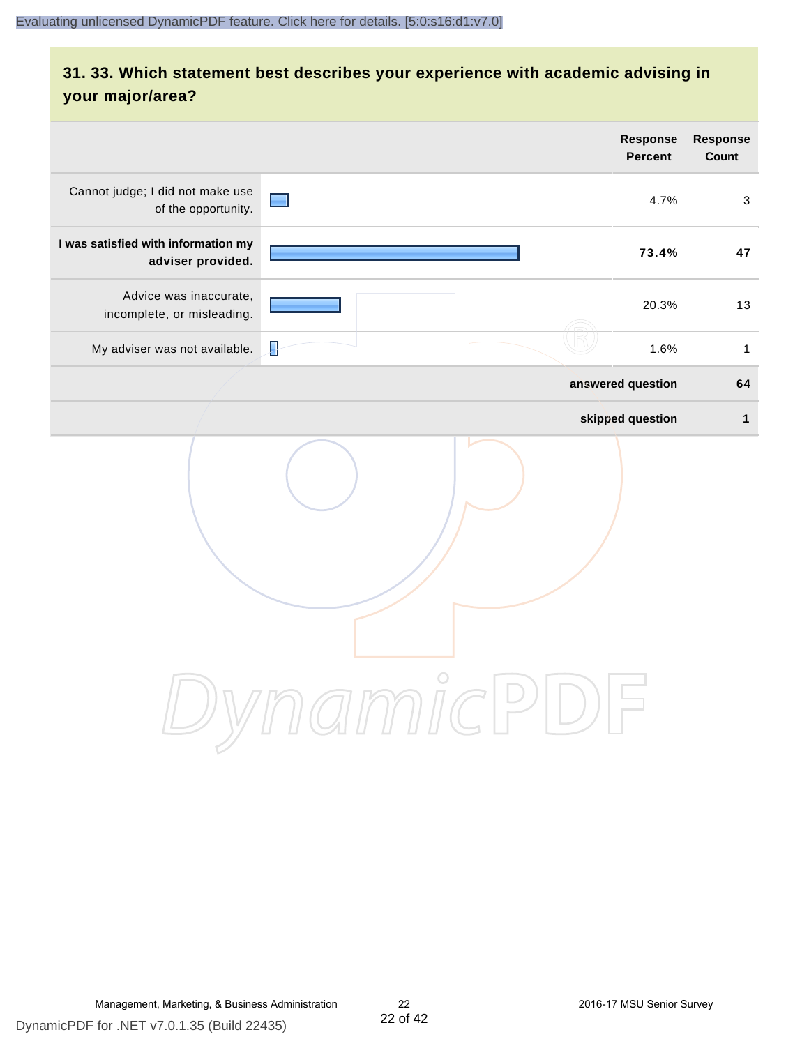## 31. 33. Which statement best describes your experience with academic advising in your major/area?

| | Response Percent | Response Count |
|---|---|---|
| Cannot judge; I did not make use of the opportunity. | 4.7% | 3 |
| **I was satisfied with information my adviser provided.** | **73.4%** | **47** |
| Advice was inaccurate, incomplete, or misleading. | 20.3% | 13 |
| My adviser was not available. | 1.6% | 1 |
| | **answered question** | **64** |
| | **skipped question** | **1** |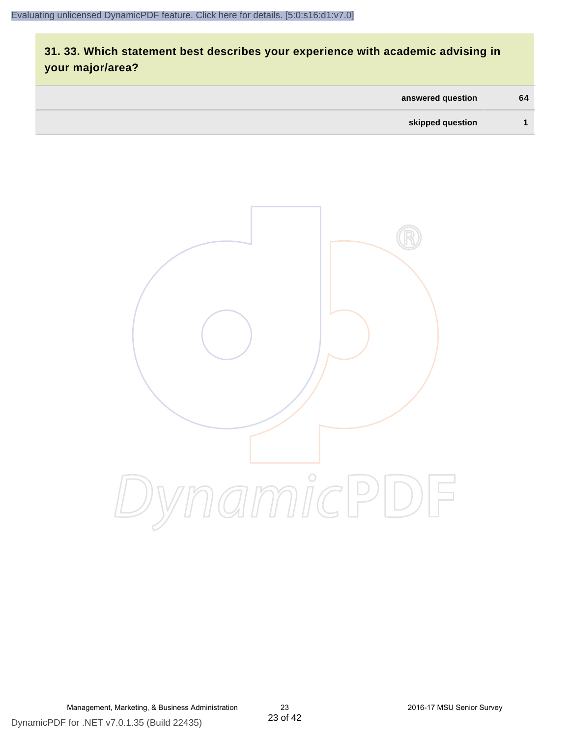## 31. 33. Which statement best describes your experience with academic advising in your major/area?

| | |
|---|---|
| answered question | 64 |
| skipped question | 1 |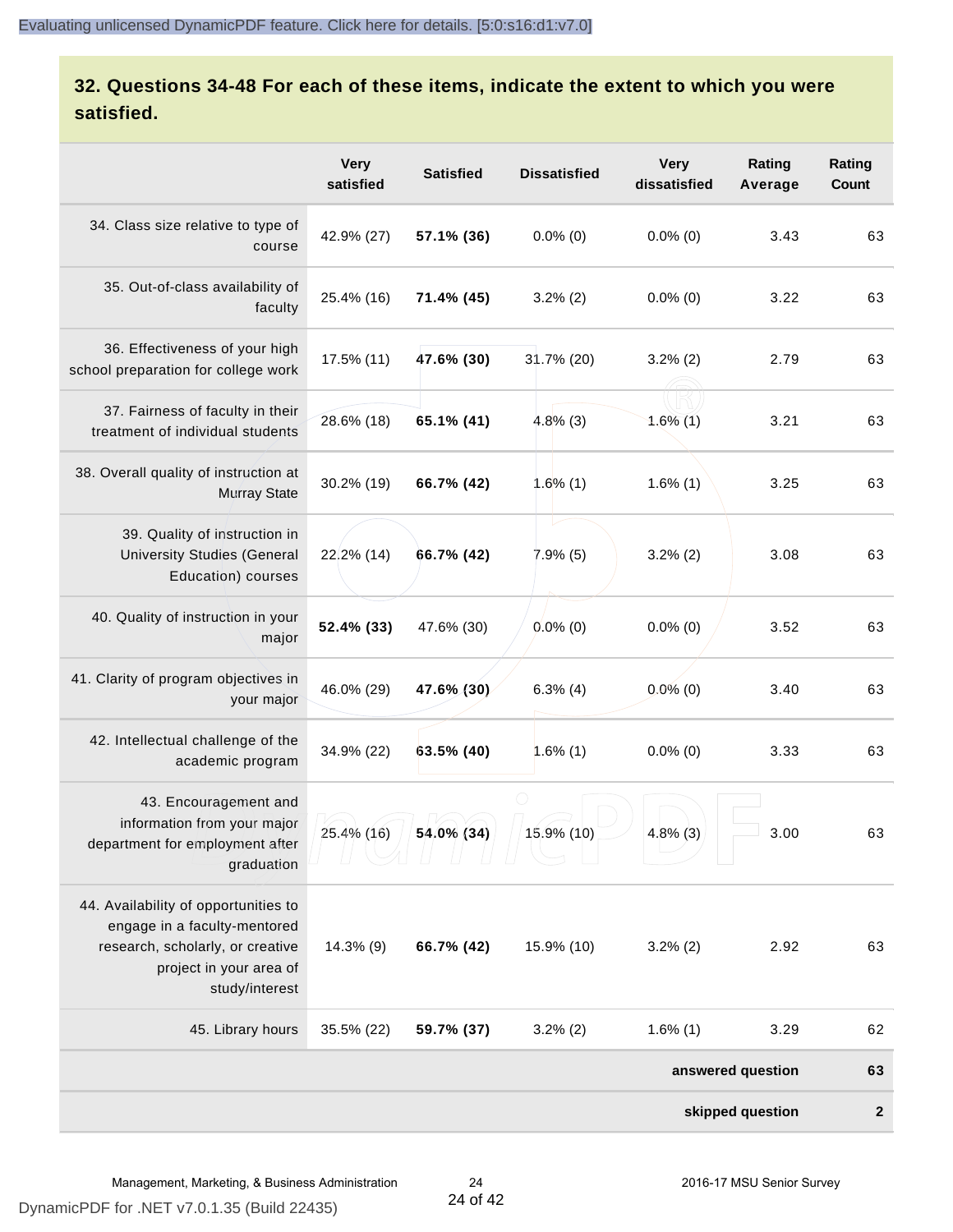## 32. Questions 34-48 For each of these items, indicate the extent to which you were satisfied.

| | Very satisfied | Satisfied | Dissatisfied | Very dissatisfied | Rating Average | Rating Count |
|---|---|---|---|---|---|---|
| 34. Class size relative to type of course | 42.9% (27) | **57.1% (36)** | 0.0% (0) | 0.0% (0) | 3.43 | 63 |
| 35. Out-of-class availability of faculty | 25.4% (16) | **71.4% (45)** | 3.2% (2) | 0.0% (0) | 3.22 | 63 |
| 36. Effectiveness of your high school preparation for college work | 17.5% (11) | **47.6% (30)** | 31.7% (20) | 3.2% (2) | 2.79 | 63 |
| 37. Fairness of faculty in their treatment of individual students | 28.6% (18) | **65.1% (41)** | 4.8% (3) | 1.6% (1) | 3.21 | 63 |
| 38. Overall quality of instruction at Murray State | 30.2% (19) | **66.7% (42)** | 1.6% (1) | 1.6% (1) | 3.25 | 63 |
| 39. Quality of instruction in University Studies (General Education) courses | 22.2% (14) | **66.7% (42)** | 7.9% (5) | 3.2% (2) | 3.08 | 63 |
| 40. Quality of instruction in your major | **52.4% (33)** | 47.6% (30) | 0.0% (0) | 0.0% (0) | 3.52 | 63 |
| 41. Clarity of program objectives in your major | 46.0% (29) | **47.6% (30)** | 6.3% (4) | 0.0% (0) | 3.40 | 63 |
| 42. Intellectual challenge of the academic program | 34.9% (22) | **63.5% (40)** | 1.6% (1) | 0.0% (0) | 3.33 | 63 |
| 43. Encouragement and information from your major department for employment after graduation | 25.4% (16) | **54.0% (34)** | 15.9% (10) | 4.8% (3) | 3.00 | 63 |
| 44. Availability of opportunities to engage in a faculty-mentored research, scholarly, or creative project in your area of study/interest | 14.3% (9) | **66.7% (42)** | 15.9% (10) | 3.2% (2) | 2.92 | 63 |
| 45. Library hours | 35.5% (22) | **59.7% (37)** | 3.2% (2) | 1.6% (1) | 3.29 | 62 |
| | | | | | **answered question** | **63** |
| | | | | | **skipped question** | **2** |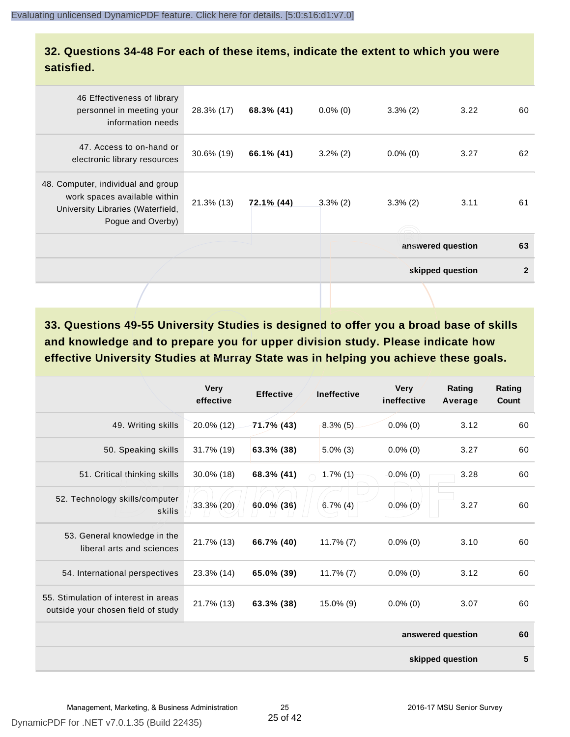## 32. Questions 34-48 For each of these items, indicate the extent to which you were satisfied.

| | | | | | | |
|---|---|---|---|---|---|---|
| 46 Effectiveness of library personnel in meeting your information needs | 28.3% (17) | **68.3% (41)** | 0.0% (0) | 3.3% (2) | 3.22 | 60 |
| 47. Access to on-hand or electronic library resources | 30.6% (19) | **66.1% (41)** | 3.2% (2) | 0.0% (0) | 3.27 | 62 |
| 48. Computer, individual and group work spaces available within University Libraries (Waterfield, Pogue and Overby) | 21.3% (13) | **72.1% (44)** | 3.3% (2) | 3.3% (2) | 3.11 | 61 |
| | | | | | **answered question** | **63** |
| | | | | | **skipped question** | **2** |

## 33. Questions 49-55 University Studies is designed to offer you a broad base of skills and knowledge and to prepare you for upper division study. Please indicate how effective University Studies at Murray State was in helping you achieve these goals.

| | Very effective | Effective | Ineffective | Very ineffective | Rating Average | Rating Count |
|---|---|---|---|---|---|---|
| 49. Writing skills | 20.0% (12) | **71.7% (43)** | 8.3% (5) | 0.0% (0) | 3.12 | 60 |
| 50. Speaking skills | 31.7% (19) | **63.3% (38)** | 5.0% (3) | 0.0% (0) | 3.27 | 60 |
| 51. Critical thinking skills | 30.0% (18) | **68.3% (41)** | 1.7% (1) | 0.0% (0) | 3.28 | 60 |
| 52. Technology skills/computer skills | 33.3% (20) | **60.0% (36)** | 6.7% (4) | 0.0% (0) | 3.27 | 60 |
| 53. General knowledge in the liberal arts and sciences | 21.7% (13) | **66.7% (40)** | 11.7% (7) | 0.0% (0) | 3.10 | 60 |
| 54. International perspectives | 23.3% (14) | **65.0% (39)** | 11.7% (7) | 0.0% (0) | 3.12 | 60 |
| 55. Stimulation of interest in areas outside your chosen field of study | 21.7% (13) | **63.3% (38)** | 15.0% (9) | 0.0% (0) | 3.07 | 60 |
| | | | | | **answered question** | **60** |
| | | | | | **skipped question** | **5** |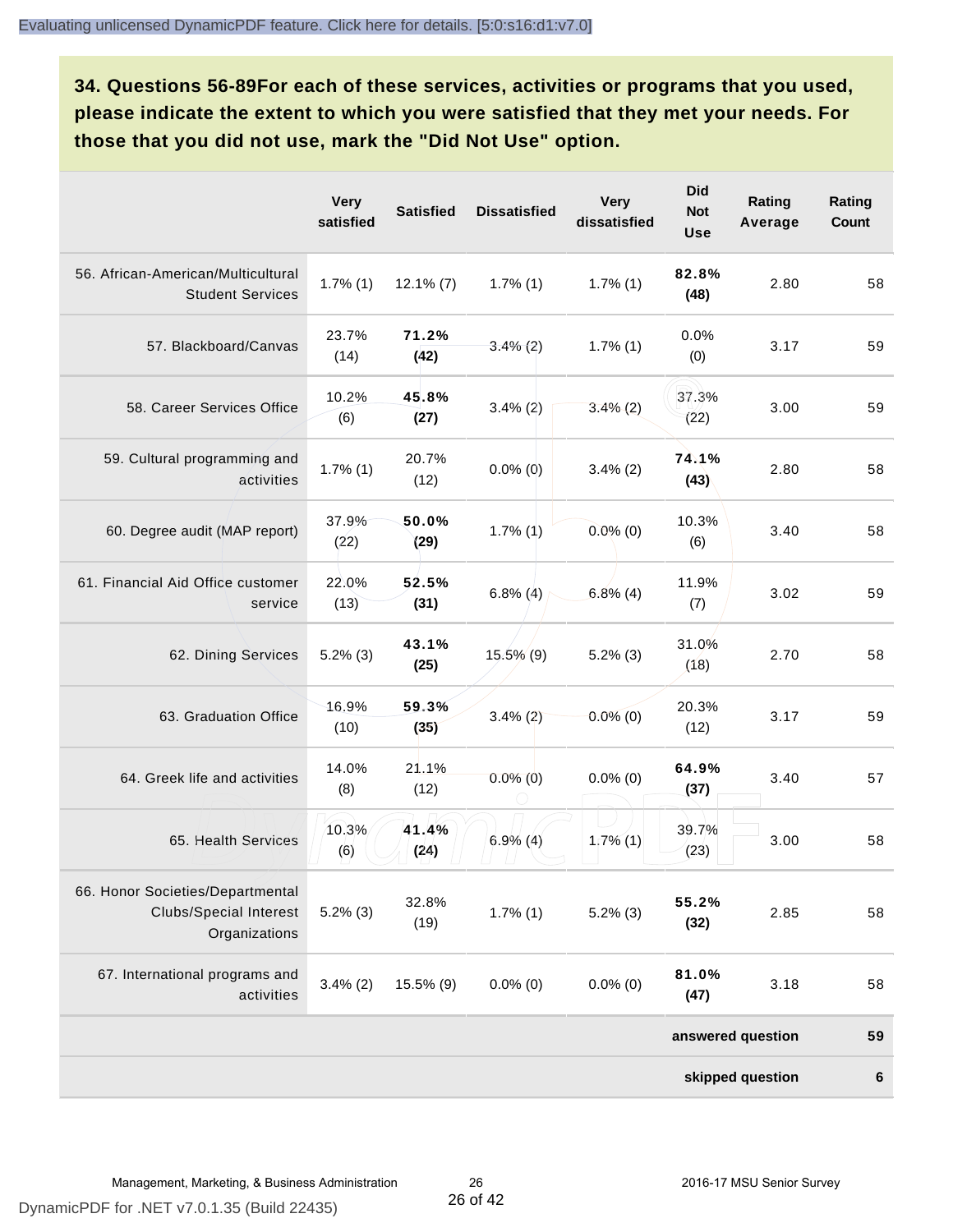**34. Questions 56-89For each of these services, activities or programs that you used, please indicate the extent to which you were satisfied that they met your needs. For those that you did not use, mark the "Did Not Use" option.**

| | Very satisfied | Satisfied | Dissatisfied | Very dissatisfied | Did Not Use | Rating Average | Rating Count |
|---|---|---|---|---|---|---|---|
| 56. African-American/Multicultural Student Services | 1.7% (1) | 12.1% (7) | 1.7% (1) | 1.7% (1) | **82.8% (48)** | 2.80 | 58 |
| 57. Blackboard/Canvas | 23.7% (14) | **71.2% (42)** | 3.4% (2) | 1.7% (1) | 0.0% (0) | 3.17 | 59 |
| 58. Career Services Office | 10.2% (6) | **45.8% (27)** | 3.4% (2) | 3.4% (2) | 37.3% (22) | 3.00 | 59 |
| 59. Cultural programming and activities | 1.7% (1) | 20.7% (12) | 0.0% (0) | 3.4% (2) | **74.1% (43)** | 2.80 | 58 |
| 60. Degree audit (MAP report) | 37.9% (22) | **50.0% (29)** | 1.7% (1) | 0.0% (0) | 10.3% (6) | 3.40 | 58 |
| 61. Financial Aid Office customer service | 22.0% (13) | **52.5% (31)** | 6.8% (4) | 6.8% (4) | 11.9% (7) | 3.02 | 59 |
| 62. Dining Services | 5.2% (3) | **43.1% (25)** | 15.5% (9) | 5.2% (3) | 31.0% (18) | 2.70 | 58 |
| 63. Graduation Office | 16.9% (10) | **59.3% (35)** | 3.4% (2) | 0.0% (0) | 20.3% (12) | 3.17 | 59 |
| 64. Greek life and activities | 14.0% (8) | 21.1% (12) | 0.0% (0) | 0.0% (0) | **64.9% (37)** | 3.40 | 57 |
| 65. Health Services | 10.3% (6) | **41.4% (24)** | 6.9% (4) | 1.7% (1) | 39.7% (23) | 3.00 | 58 |
| 66. Honor Societies/Departmental Clubs/Special Interest Organizations | 5.2% (3) | 32.8% (19) | 1.7% (1) | 5.2% (3) | **55.2% (32)** | 2.85 | 58 |
| 67. International programs and activities | 3.4% (2) | 15.5% (9) | 0.0% (0) | 0.0% (0) | **81.0% (47)** | 3.18 | 58 |
| | | | | | | **answered question** | **59** |
| | | | | | | **skipped question** | **6** |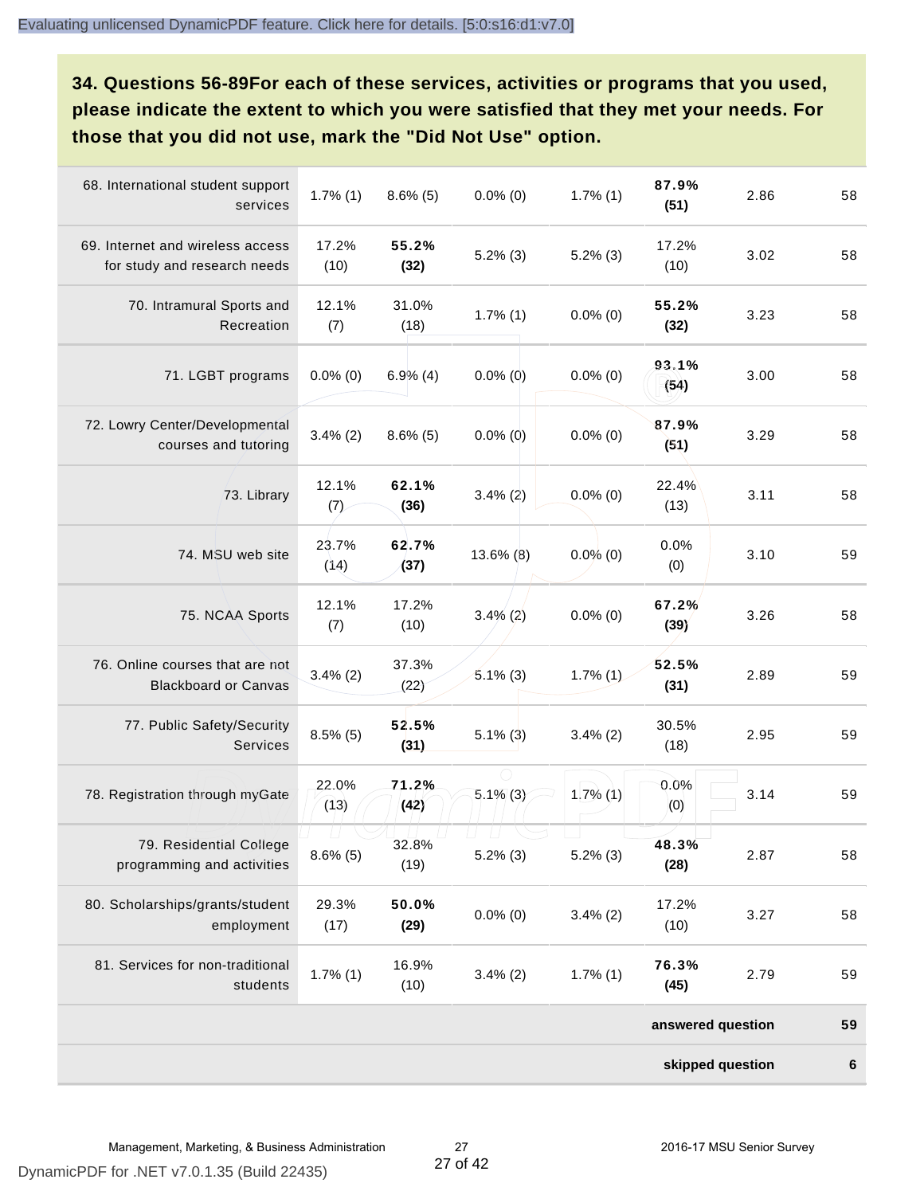**34. Questions 56-89For each of these services, activities or programs that you used, please indicate the extent to which you were satisfied that they met your needs. For those that you did not use, mark the "Did Not Use" option.**

| | | | | | | | |
|---|---|---|---|---|---|---|---|
| 68. International student support services | 1.7% (1) | 8.6% (5) | 0.0% (0) | 1.7% (1) | **87.9% (51)** | 2.86 | 58 |
| 69. Internet and wireless access for study and research needs | 17.2% (10) | **55.2% (32)** | 5.2% (3) | 5.2% (3) | 17.2% (10) | 3.02 | 58 |
| 70. Intramural Sports and Recreation | 12.1% (7) | 31.0% (18) | 1.7% (1) | 0.0% (0) | **55.2% (32)** | 3.23 | 58 |
| 71. LGBT programs | 0.0% (0) | 6.9% (4) | 0.0% (0) | 0.0% (0) | **93.1% (54)** | 3.00 | 58 |
| 72. Lowry Center/Developmental courses and tutoring | 3.4% (2) | 8.6% (5) | 0.0% (0) | 0.0% (0) | **87.9% (51)** | 3.29 | 58 |
| 73. Library | 12.1% (7) | **62.1% (36)** | 3.4% (2) | 0.0% (0) | 22.4% (13) | 3.11 | 58 |
| 74. MSU web site | 23.7% (14) | **62.7% (37)** | 13.6% (8) | 0.0% (0) | 0.0% (0) | 3.10 | 59 |
| 75. NCAA Sports | 12.1% (7) | 17.2% (10) | 3.4% (2) | 0.0% (0) | **67.2% (39)** | 3.26 | 58 |
| 76. Online courses that are not Blackboard or Canvas | 3.4% (2) | 37.3% (22) | 5.1% (3) | 1.7% (1) | **52.5% (31)** | 2.89 | 59 |
| 77. Public Safety/Security Services | 8.5% (5) | **52.5% (31)** | 5.1% (3) | 3.4% (2) | 30.5% (18) | 2.95 | 59 |
| 78. Registration through myGate | 22.0% (13) | **71.2% (42)** | 5.1% (3) | 1.7% (1) | 0.0% (0) | 3.14 | 59 |
| 79. Residential College programming and activities | 8.6% (5) | 32.8% (19) | 5.2% (3) | 5.2% (3) | **48.3% (28)** | 2.87 | 58 |
| 80. Scholarships/grants/student employment | 29.3% (17) | **50.0% (29)** | 0.0% (0) | 3.4% (2) | 17.2% (10) | 3.27 | 58 |
| 81. Services for non-traditional students | 1.7% (1) | 16.9% (10) | 3.4% (2) | 1.7% (1) | **76.3% (45)** | 2.79 | 59 |
| | | | | | | **answered question** | **59** |
| | | | | | | **skipped question** | **6** |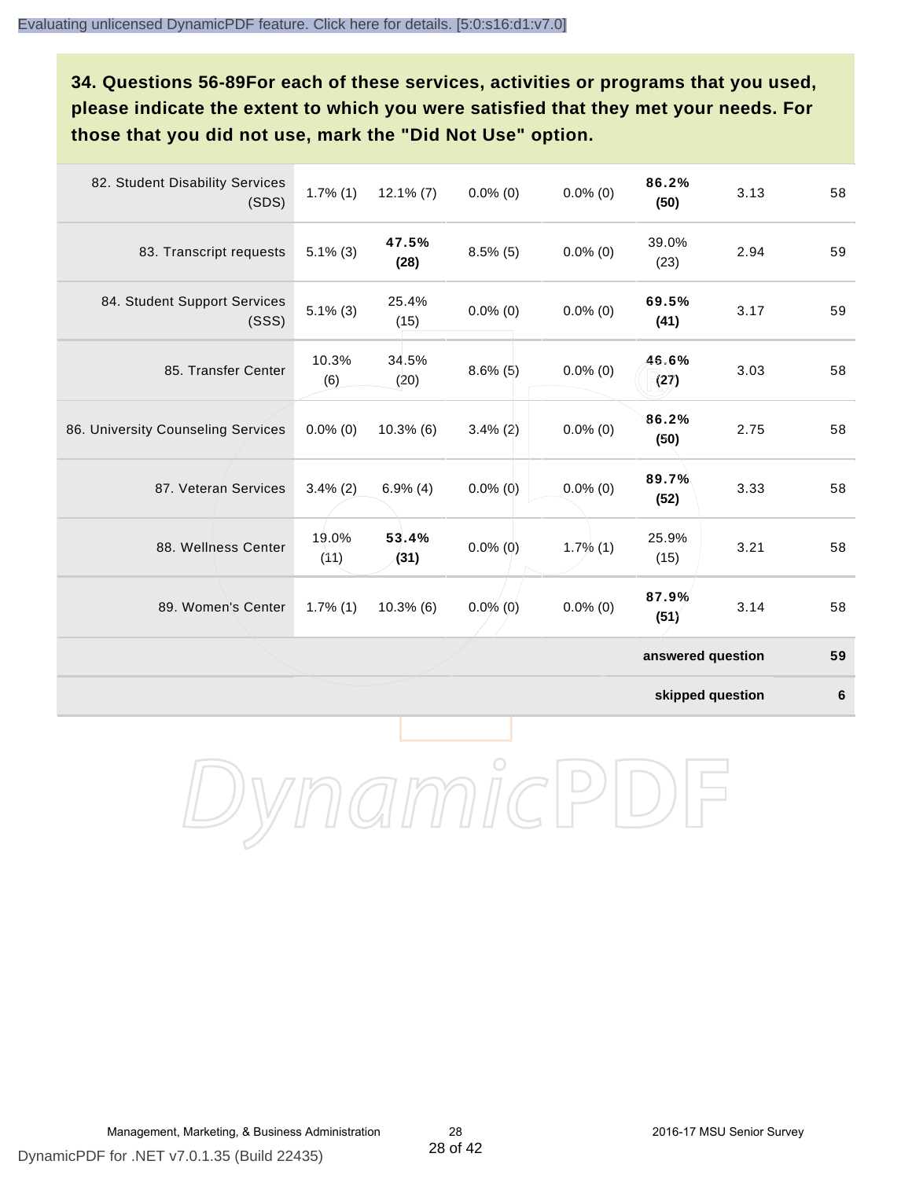**34. Questions 56-89For each of these services, activities or programs that you used, please indicate the extent to which you were satisfied that they met your needs. For those that you did not use, mark the "Did Not Use" option.**

| | | | | | | | |
|---|---|---|---|---|---|---|---|
| 82. Student Disability Services (SDS) | 1.7% (1) | 12.1% (7) | 0.0% (0) | 0.0% (0) | **86.2% (50)** | 3.13 | 58 |
| 83. Transcript requests | 5.1% (3) | **47.5% (28)** | 8.5% (5) | 0.0% (0) | 39.0% (23) | 2.94 | 59 |
| 84. Student Support Services (SSS) | 5.1% (3) | 25.4% (15) | 0.0% (0) | 0.0% (0) | **69.5% (41)** | 3.17 | 59 |
| 85. Transfer Center | 10.3% (6) | 34.5% (20) | 8.6% (5) | 0.0% (0) | **46.6% (27)** | 3.03 | 58 |
| 86. University Counseling Services | 0.0% (0) | 10.3% (6) | 3.4% (2) | 0.0% (0) | **86.2% (50)** | 2.75 | 58 |
| 87. Veteran Services | 3.4% (2) | 6.9% (4) | 0.0% (0) | 0.0% (0) | **89.7% (52)** | 3.33 | 58 |
| 88. Wellness Center | 19.0% (11) | **53.4% (31)** | 0.0% (0) | 1.7% (1) | 25.9% (15) | 3.21 | 58 |
| 89. Women's Center | 1.7% (1) | 10.3% (6) | 0.0% (0) | 0.0% (0) | **87.9% (51)** | 3.14 | 58 |
| | | | | | | **answered question** | **59** |
| | | | | | | **skipped question** | **6** |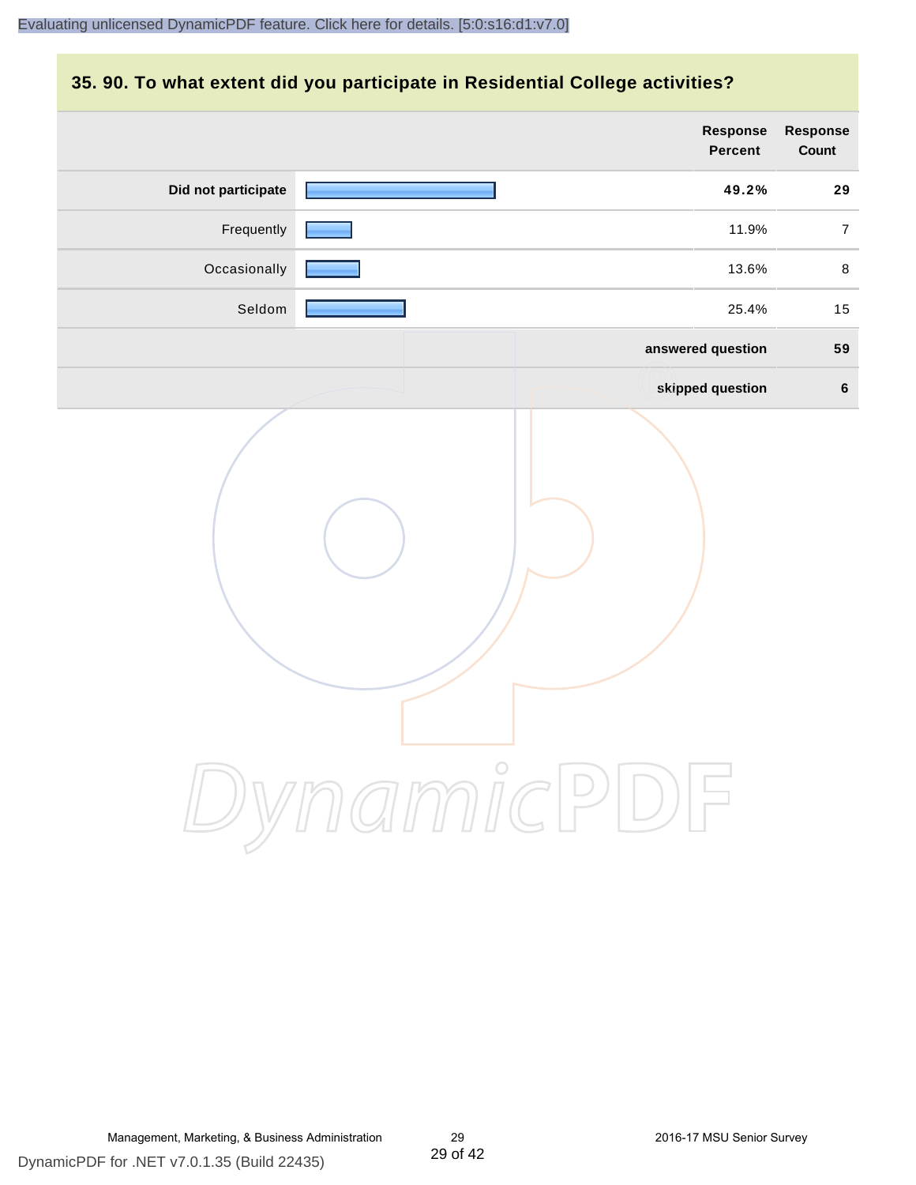## 35. 90. To what extent did you participate in Residential College activities?

| | Response Percent | Response Count |
|---|---|---|
| **Did not participate** | **49.2%** | **29** |
| Frequently | 11.9% | 7 |
| Occasionally | 13.6% | 8 |
| Seldom | 25.4% | 15 |
| | **answered question** | **59** |
| | **skipped question** | **6** |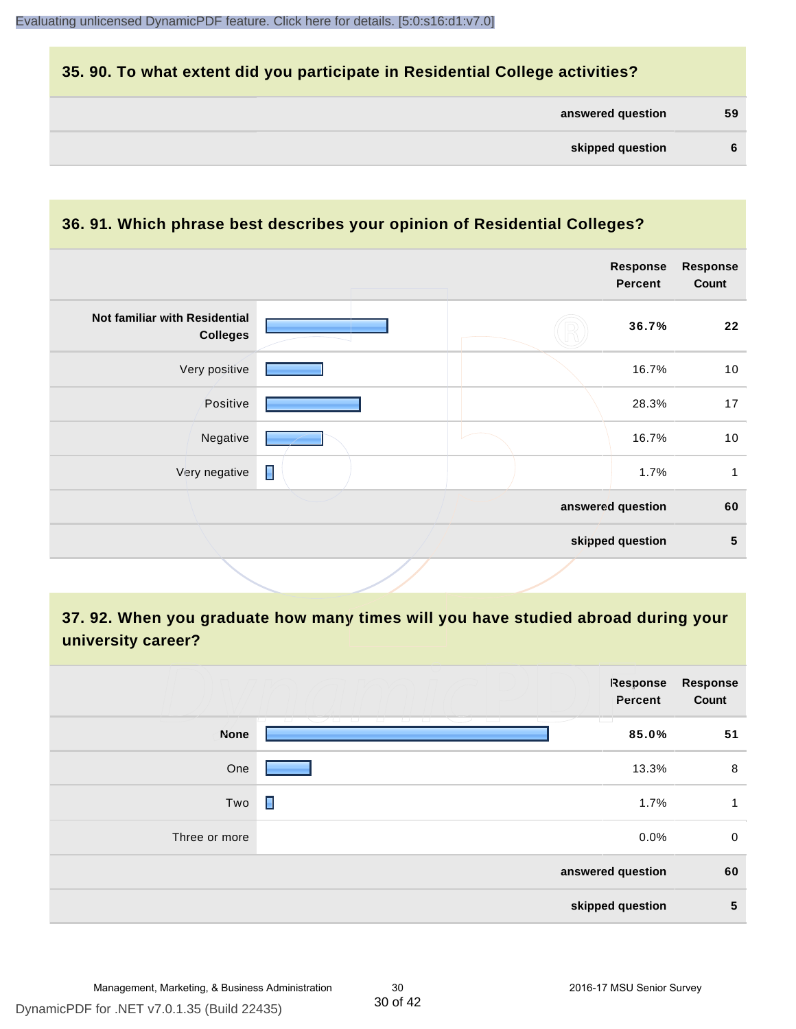## 35. 90. To what extent did you participate in Residential College activities?

| | |
|---|---|
| answered question | 59 |
| skipped question | 6 |

## 36. 91. Which phrase best describes your opinion of Residential Colleges?

| | Response Percent | Response Count |
|---|---|---|
| **Not familiar with Residential Colleges** | **36.7%** | **22** |
| Very positive | 16.7% | 10 |
| Positive | 28.3% | 17 |
| Negative | 16.7% | 10 |
| Very negative | 1.7% | 1 |
| | answered question | 60 |
| | skipped question | 5 |

## 37. 92. When you graduate how many times will you have studied abroad during your university career?

| | Response Percent | Response Count |
|---|---|---|
| **None** | **85.0%** | **51** |
| One | 13.3% | 8 |
| Two | 1.7% | 1 |
| Three or more | 0.0% | 0 |
| | answered question | 60 |
| | skipped question | 5 |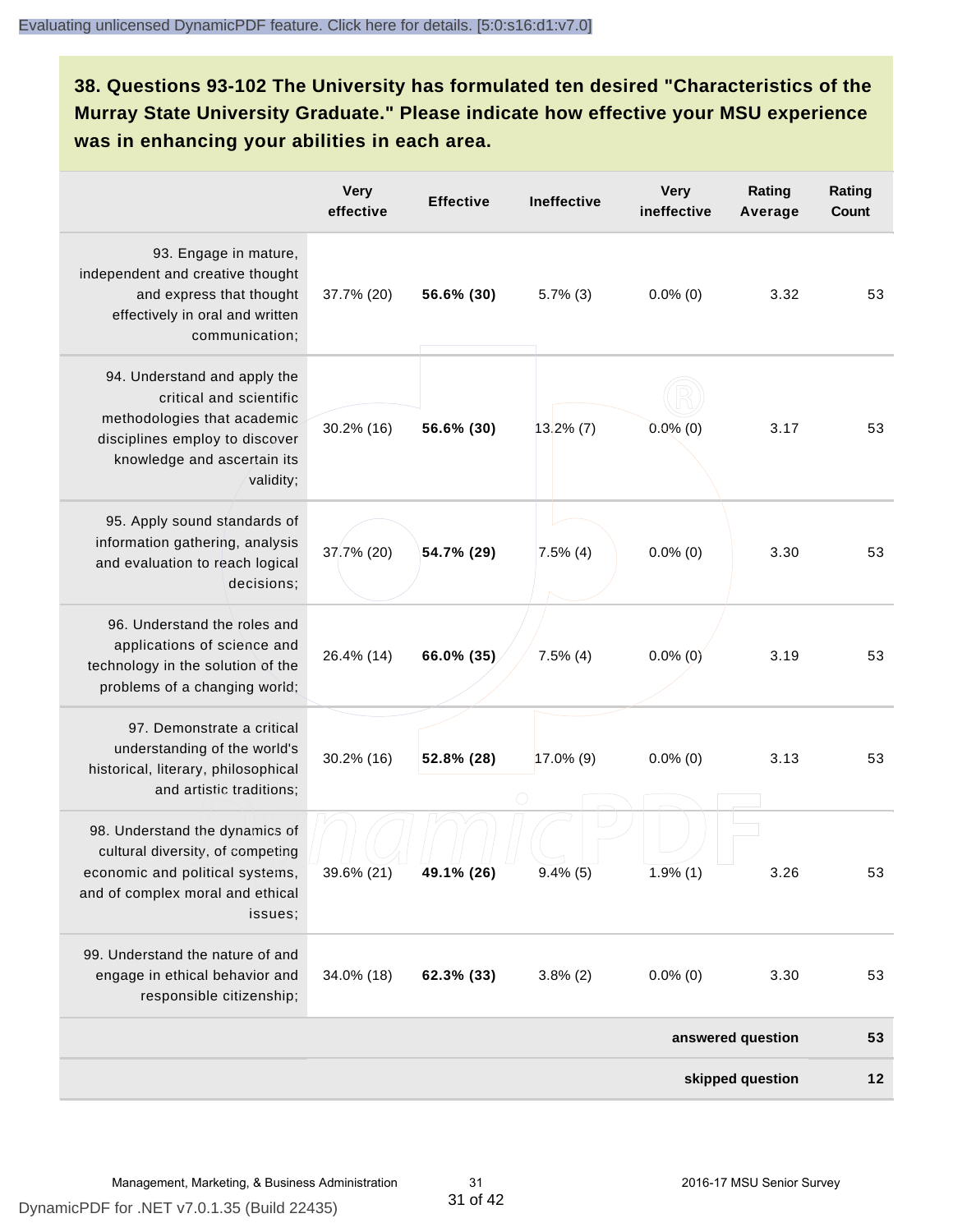## 38. Questions 93-102 The University has formulated ten desired "Characteristics of the Murray State University Graduate." Please indicate how effective your MSU experience was in enhancing your abilities in each area.

| | Very effective | Effective | Ineffective | Very ineffective | Rating Average | Rating Count |
|---|---|---|---|---|---|---|
| 93. Engage in mature, independent and creative thought and express that thought effectively in oral and written communication; | 37.7% (20) | **56.6% (30)** | 5.7% (3) | 0.0% (0) | 3.32 | 53 |
| 94. Understand and apply the critical and scientific methodologies that academic disciplines employ to discover knowledge and ascertain its validity; | 30.2% (16) | **56.6% (30)** | 13.2% (7) | 0.0% (0) | 3.17 | 53 |
| 95. Apply sound standards of information gathering, analysis and evaluation to reach logical decisions; | 37.7% (20) | **54.7% (29)** | 7.5% (4) | 0.0% (0) | 3.30 | 53 |
| 96. Understand the roles and applications of science and technology in the solution of the problems of a changing world; | 26.4% (14) | **66.0% (35)** | 7.5% (4) | 0.0% (0) | 3.19 | 53 |
| 97. Demonstrate a critical understanding of the world's historical, literary, philosophical and artistic traditions; | 30.2% (16) | **52.8% (28)** | 17.0% (9) | 0.0% (0) | 3.13 | 53 |
| 98. Understand the dynamics of cultural diversity, of competing economic and political systems, and of complex moral and ethical issues; | 39.6% (21) | **49.1% (26)** | 9.4% (5) | 1.9% (1) | 3.26 | 53 |
| 99. Understand the nature of and engage in ethical behavior and responsible citizenship; | 34.0% (18) | **62.3% (33)** | 3.8% (2) | 0.0% (0) | 3.30 | 53 |
| | | | | | **answered question** | **53** |
| | | | | | **skipped question** | **12** |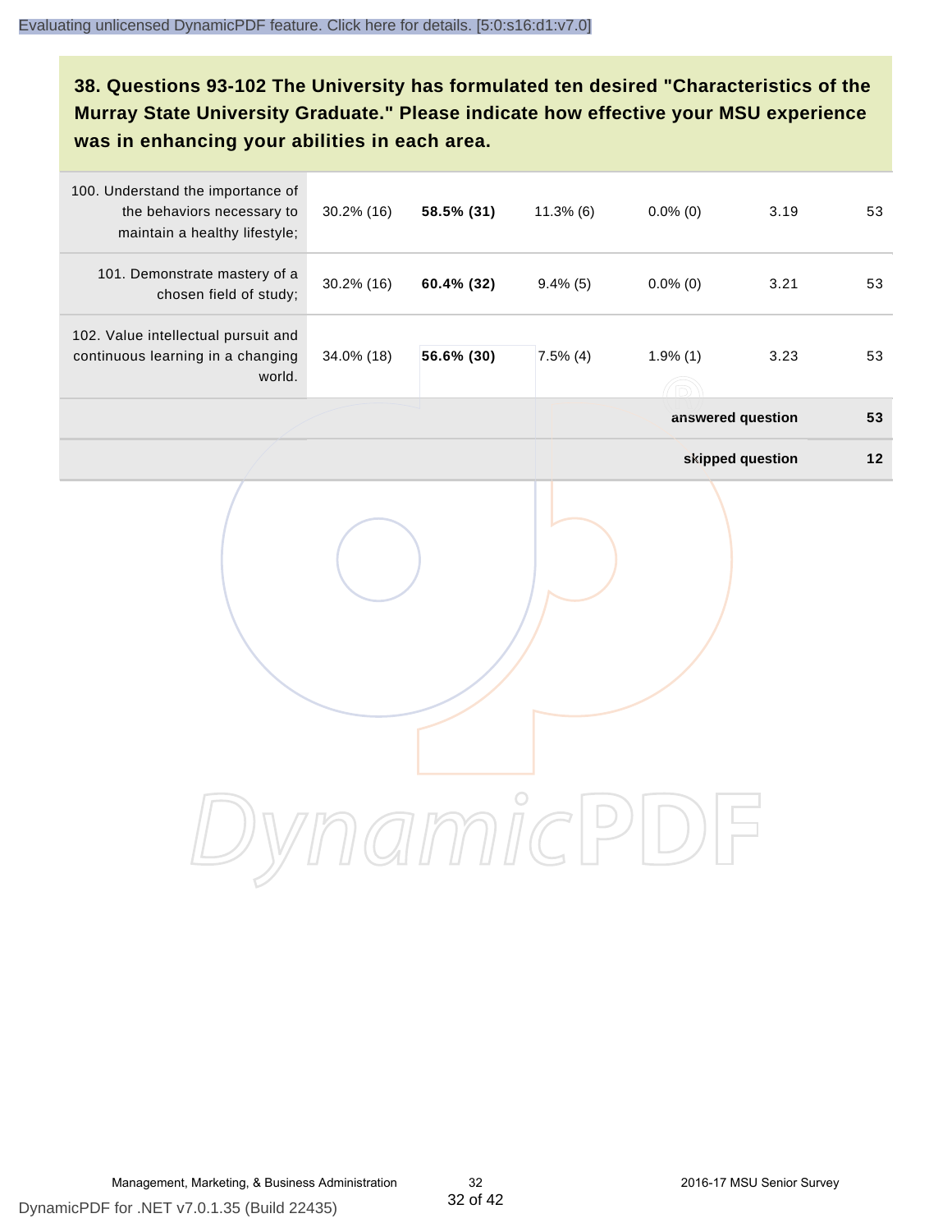**38. Questions 93-102 The University has formulated ten desired "Characteristics of the Murray State University Graduate." Please indicate how effective your MSU experience was in enhancing your abilities in each area.**

| | | | | | | |
|---|---|---|---|---|---|---|
| 100. Understand the importance of the behaviors necessary to maintain a healthy lifestyle; | 30.2% (16) | **58.5% (31)** | 11.3% (6) | 0.0% (0) | 3.19 | 53 |
| 101. Demonstrate mastery of a chosen field of study; | 30.2% (16) | **60.4% (32)** | 9.4% (5) | 0.0% (0) | 3.21 | 53 |
| 102. Value intellectual pursuit and continuous learning in a changing world. | 34.0% (18) | **56.6% (30)** | 7.5% (4) | 1.9% (1) | 3.23 | 53 |
| | | | | | **answered question** | **53** |
| | | | | | **skipped question** | **12** |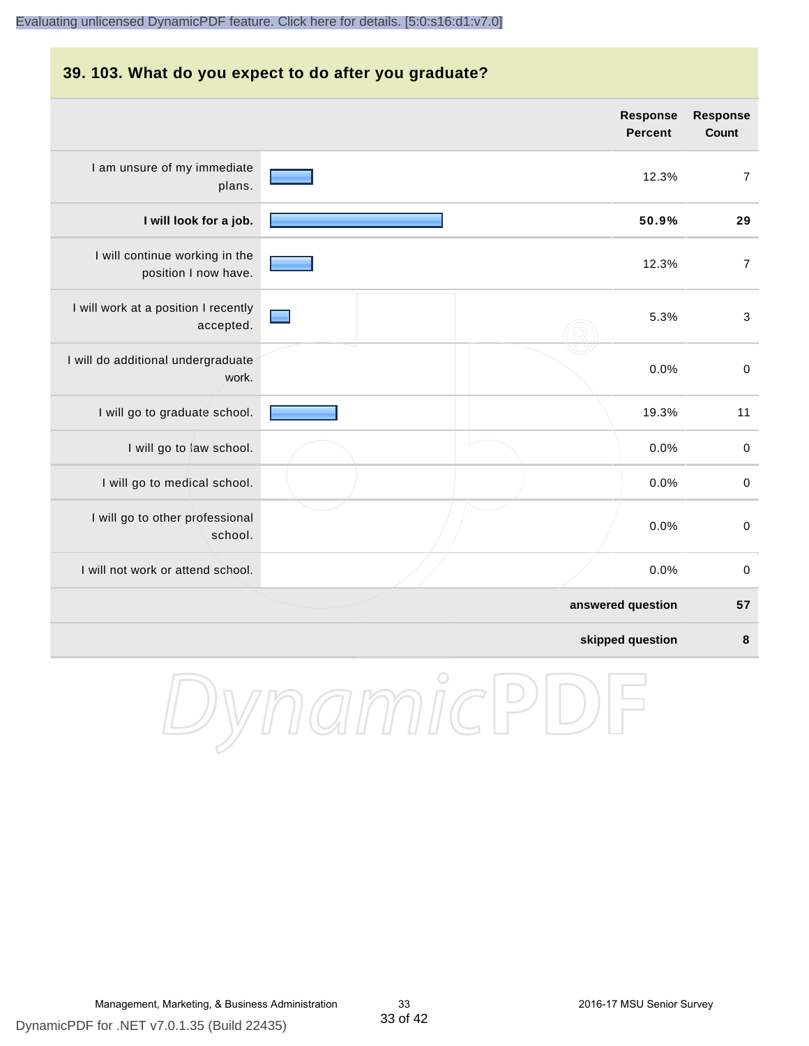## 39. 103. What do you expect to do after you graduate?

| | Response Percent | Response Count |
|---|---|---|
| I am unsure of my immediate plans. | 12.3% | 7 |
| **I will look for a job.** | **50.9%** | **29** |
| I will continue working in the position I now have. | 12.3% | 7 |
| I will work at a position I recently accepted. | 5.3% | 3 |
| I will do additional undergraduate work. | 0.0% | 0 |
| I will go to graduate school. | 19.3% | 11 |
| I will go to law school. | 0.0% | 0 |
| I will go to medical school. | 0.0% | 0 |
| I will go to other professional school. | 0.0% | 0 |
| I will not work or attend school. | 0.0% | 0 |
| **answered question** | | **57** |
| **skipped question** | | **8** |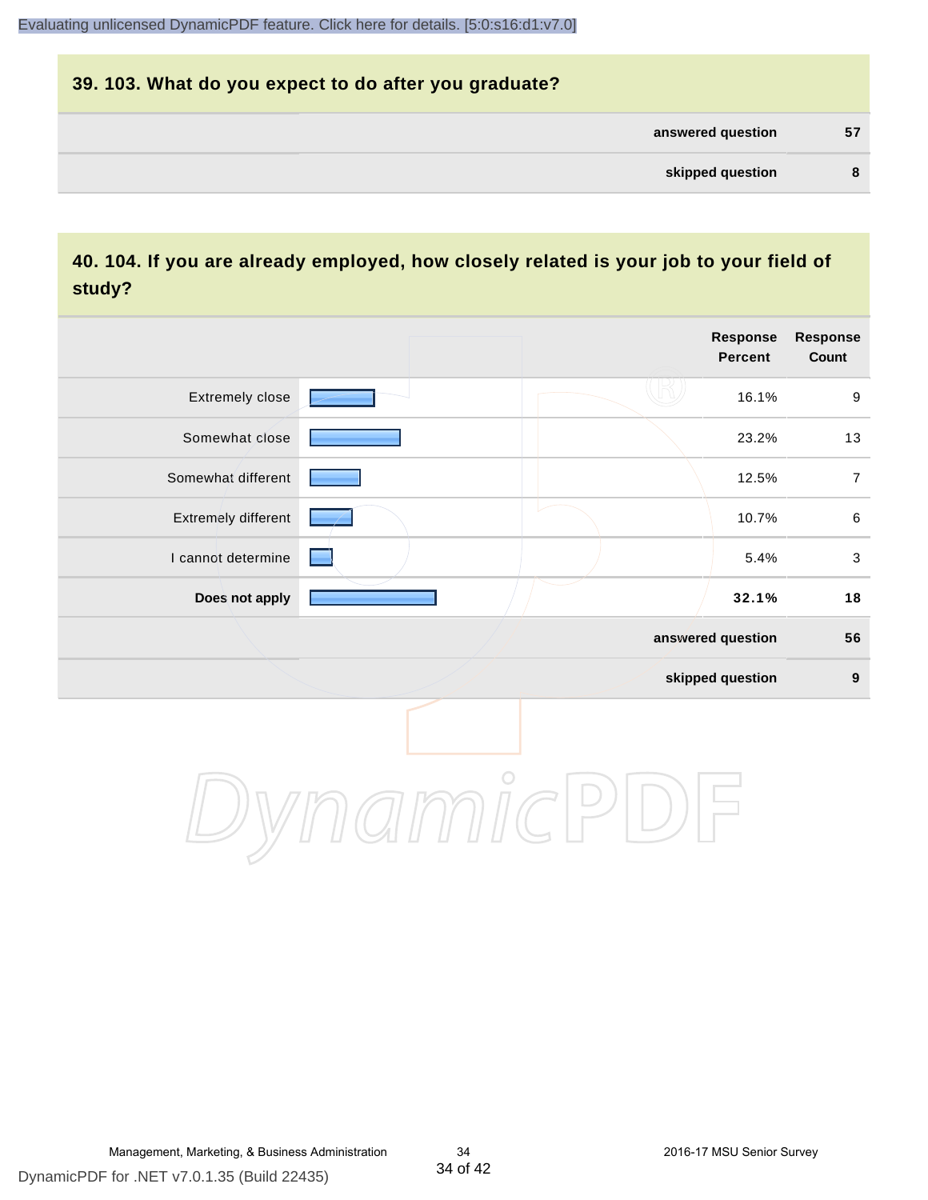## 39. 103. What do you expect to do after you graduate?

| | |
|---|---|
| **answered question** | **57** |
| **skipped question** | **8** |

## 40. 104. If you are already employed, how closely related is your job to your field of study?

| | Response Percent | Response Count |
|---|---|---|
| Extremely close | 16.1% | 9 |
| Somewhat close | 23.2% | 13 |
| Somewhat different | 12.5% | 7 |
| Extremely different | 10.7% | 6 |
| I cannot determine | 5.4% | 3 |
| **Does not apply** | **32.1%** | **18** |
| **answered question** | | **56** |
| **skipped question** | | **9** |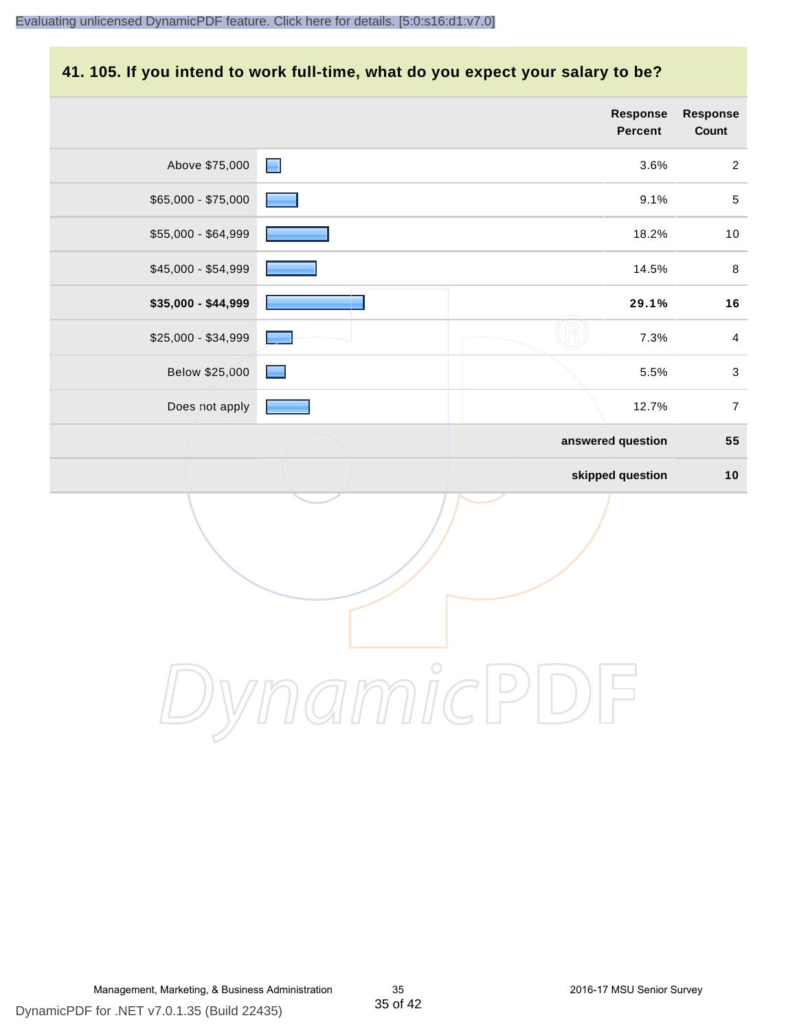## 41. 105. If you intend to work full-time, what do you expect your salary to be?

| | Response Percent | Response Count |
|---|---|---|
| Above $75,000 | 3.6% | 2 |
| $65,000 - $75,000 | 9.1% | 5 |
| $55,000 - $64,999 | 18.2% | 10 |
| $45,000 - $54,999 | 14.5% | 8 |
| **$35,000 - $44,999** | **29.1%** | **16** |
| $25,000 - $34,999 | 7.3% | 4 |
| Below $25,000 | 5.5% | 3 |
| Does not apply | 12.7% | 7 |
| | **answered question** | **55** |
| | **skipped question** | **10** |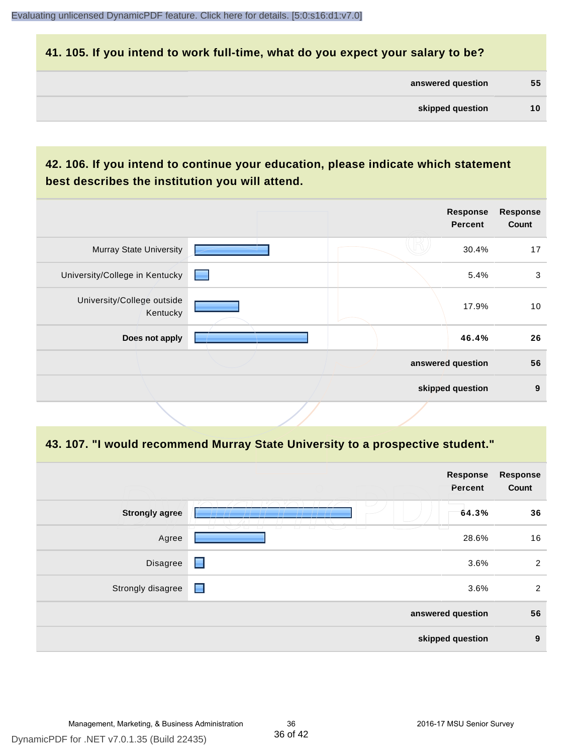## 41. 105. If you intend to work full-time, what do you expect your salary to be?

| | |
|---|---|
| **answered question** | **55** |
| **skipped question** | **10** |

## 42. 106. If you intend to continue your education, please indicate which statement best describes the institution you will attend.

| | Response Percent | Response Count |
|---|---|---|
| Murray State University | 30.4% | 17 |
| University/College in Kentucky | 5.4% | 3 |
| University/College outside Kentucky | 17.9% | 10 |
| **Does not apply** | **46.4%** | **26** |
| **answered question** | | **56** |
| **skipped question** | | **9** |

## 43. 107. "I would recommend Murray State University to a prospective student."

| | Response Percent | Response Count |
|---|---|---|
| **Strongly agree** | **64.3%** | **36** |
| Agree | 28.6% | 16 |
| Disagree | 3.6% | 2 |
| Strongly disagree | 3.6% | 2 |
| **answered question** | | **56** |
| **skipped question** | | **9** |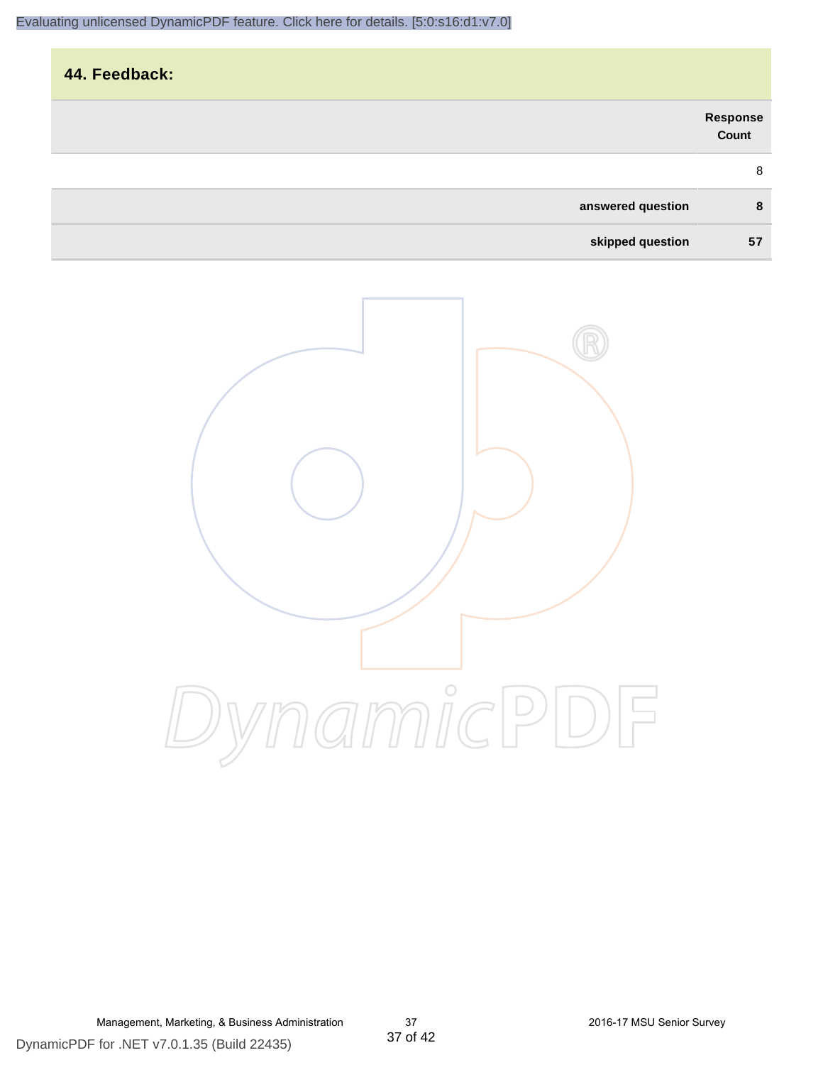Evaluating unlicensed DynamicPDF feature. Click here for details. [5:0:s16:d1:v7.0]

## 44. Feedback:

| | Response Count |
|---|---|
| | 8 |
| **answered question** | **8** |
| **skipped question** | **57** |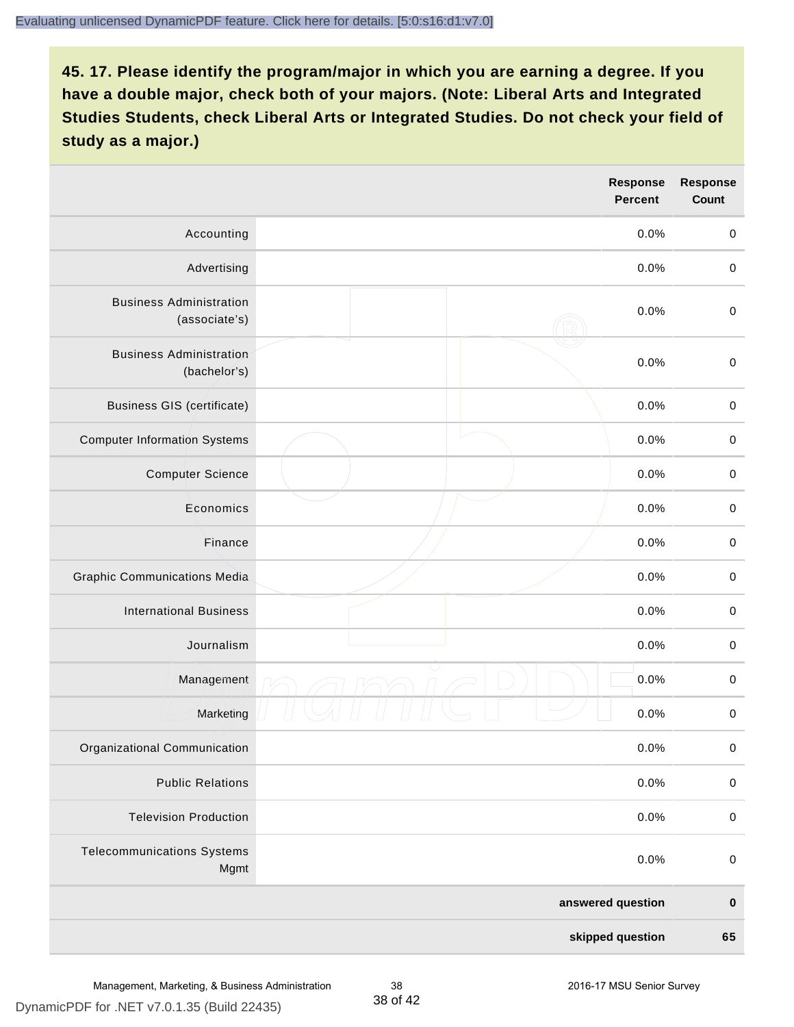### 45. 17. Please identify the program/major in which you are earning a degree. If you have a double major, check both of your majors. (Note: Liberal Arts and Integrated Studies Students, check Liberal Arts or Integrated Studies. Do not check your field of study as a major.)

| | Response Percent | Response Count |
|---|---|---|
| Accounting | 0.0% | 0 |
| Advertising | 0.0% | 0 |
| Business Administration (associate's) | 0.0% | 0 |
| Business Administration (bachelor's) | 0.0% | 0 |
| Business GIS (certificate) | 0.0% | 0 |
| Computer Information Systems | 0.0% | 0 |
| Computer Science | 0.0% | 0 |
| Economics | 0.0% | 0 |
| Finance | 0.0% | 0 |
| Graphic Communications Media | 0.0% | 0 |
| International Business | 0.0% | 0 |
| Journalism | 0.0% | 0 |
| Management | 0.0% | 0 |
| Marketing | 0.0% | 0 |
| Organizational Communication | 0.0% | 0 |
| Public Relations | 0.0% | 0 |
| Television Production | 0.0% | 0 |
| Telecommunications Systems Mgmt | 0.0% | 0 |
| | **answered question** | **0** |
| | **skipped question** | **65** |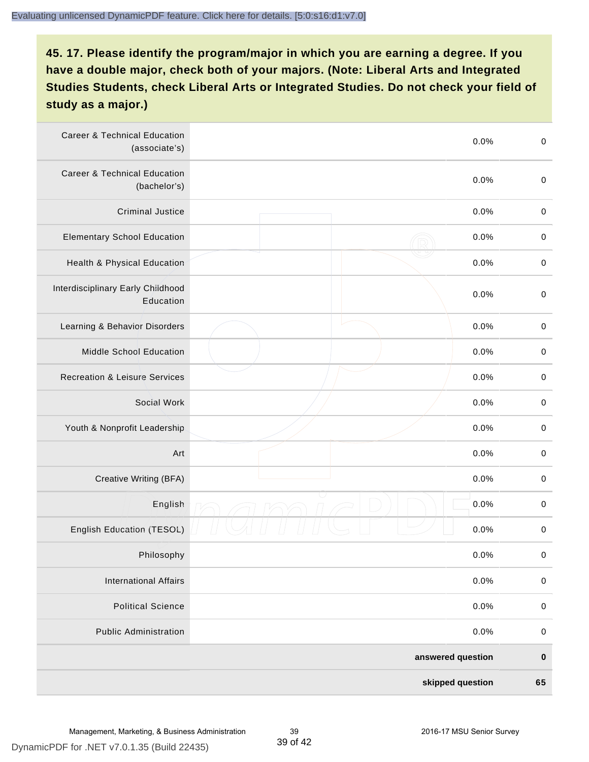**45. 17. Please identify the program/major in which you are earning a degree. If you have a double major, check both of your majors. (Note: Liberal Arts and Integrated Studies Students, check Liberal Arts or Integrated Studies. Do not check your field of study as a major.)**

| | | | |
|---|---|---|---|
| Career & Technical Education (associate's) | | 0.0% | 0 |
| Career & Technical Education (bachelor's) | | 0.0% | 0 |
| Criminal Justice | | 0.0% | 0 |
| Elementary School Education | | 0.0% | 0 |
| Health & Physical Education | | 0.0% | 0 |
| Interdisciplinary Early Childhood Education | | 0.0% | 0 |
| Learning & Behavior Disorders | | 0.0% | 0 |
| Middle School Education | | 0.0% | 0 |
| Recreation & Leisure Services | | 0.0% | 0 |
| Social Work | | 0.0% | 0 |
| Youth & Nonprofit Leadership | | 0.0% | 0 |
| Art | | 0.0% | 0 |
| Creative Writing (BFA) | | 0.0% | 0 |
| English | | 0.0% | 0 |
| English Education (TESOL) | | 0.0% | 0 |
| Philosophy | | 0.0% | 0 |
| International Affairs | | 0.0% | 0 |
| Political Science | | 0.0% | 0 |
| Public Administration | | 0.0% | 0 |
| | | **answered question** | **0** |
| | | **skipped question** | **65** |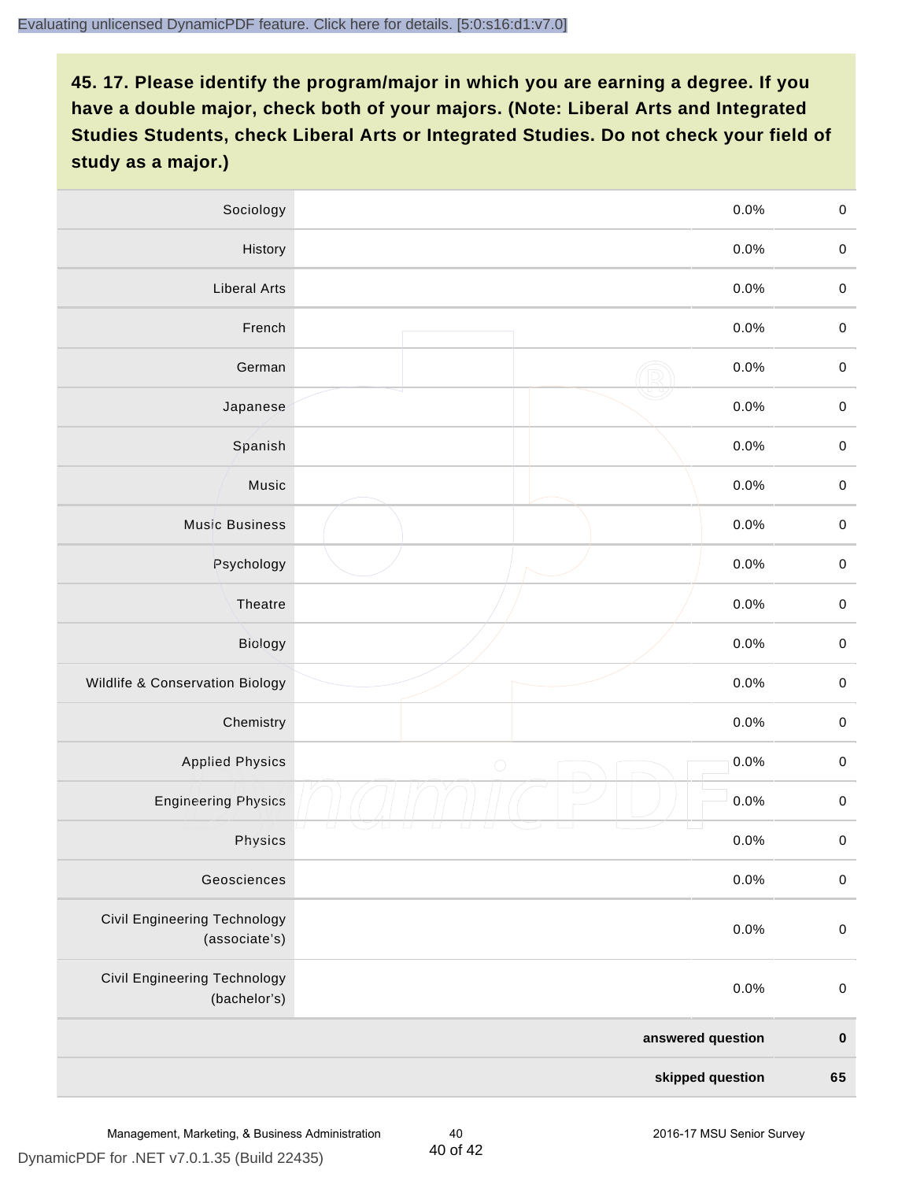**45. 17. Please identify the program/major in which you are earning a degree. If you have a double major, check both of your majors. (Note: Liberal Arts and Integrated Studies Students, check Liberal Arts or Integrated Studies. Do not check your field of study as a major.)**

| | | | |
|---|---|---|---|
| Sociology | | 0.0% | 0 |
| History | | 0.0% | 0 |
| Liberal Arts | | 0.0% | 0 |
| French | | 0.0% | 0 |
| German | | 0.0% | 0 |
| Japanese | | 0.0% | 0 |
| Spanish | | 0.0% | 0 |
| Music | | 0.0% | 0 |
| Music Business | | 0.0% | 0 |
| Psychology | | 0.0% | 0 |
| Theatre | | 0.0% | 0 |
| Biology | | 0.0% | 0 |
| Wildlife & Conservation Biology | | 0.0% | 0 |
| Chemistry | | 0.0% | 0 |
| Applied Physics | | 0.0% | 0 |
| Engineering Physics | | 0.0% | 0 |
| Physics | | 0.0% | 0 |
| Geosciences | | 0.0% | 0 |
| Civil Engineering Technology (associate's) | | 0.0% | 0 |
| Civil Engineering Technology (bachelor's) | | 0.0% | 0 |
| | | **answered question** | **0** |
| | | **skipped question** | **65** |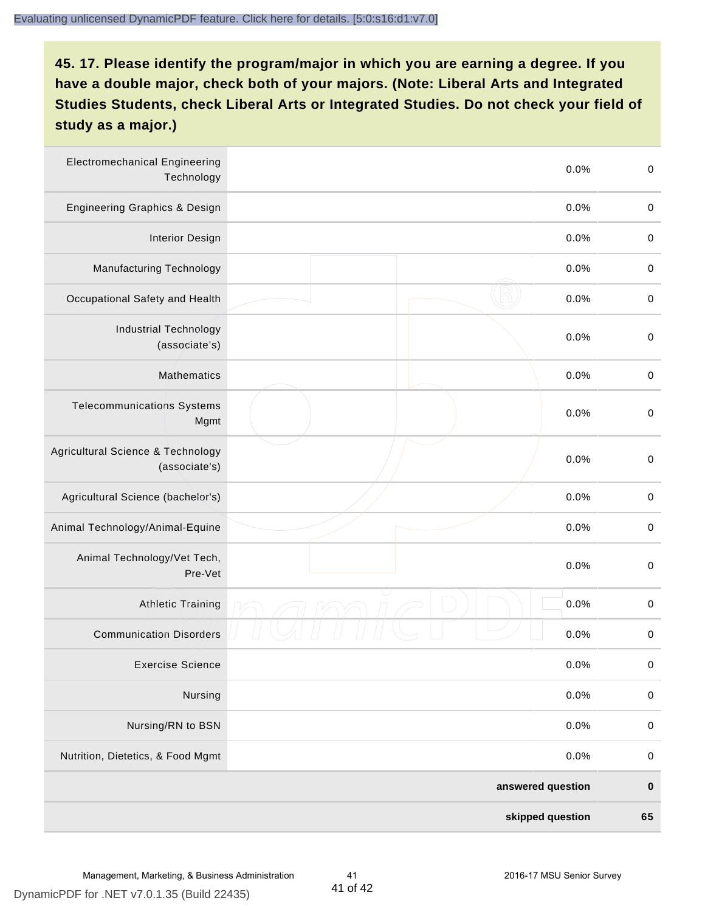**45. 17. Please identify the program/major in which you are earning a degree. If you have a double major, check both of your majors. (Note: Liberal Arts and Integrated Studies Students, check Liberal Arts or Integrated Studies. Do not check your field of study as a major.)**

| | | | |
|---|---|---|---|
| Electromechanical Engineering Technology | | 0.0% | 0 |
| Engineering Graphics & Design | | 0.0% | 0 |
| Interior Design | | 0.0% | 0 |
| Manufacturing Technology | | 0.0% | 0 |
| Occupational Safety and Health | | 0.0% | 0 |
| Industrial Technology (associate's) | | 0.0% | 0 |
| Mathematics | | 0.0% | 0 |
| Telecommunications Systems Mgmt | | 0.0% | 0 |
| Agricultural Science & Technology (associate's) | | 0.0% | 0 |
| Agricultural Science (bachelor's) | | 0.0% | 0 |
| Animal Technology/Animal-Equine | | 0.0% | 0 |
| Animal Technology/Vet Tech, Pre-Vet | | 0.0% | 0 |
| Athletic Training | | 0.0% | 0 |
| Communication Disorders | | 0.0% | 0 |
| Exercise Science | | 0.0% | 0 |
| Nursing | | 0.0% | 0 |
| Nursing/RN to BSN | | 0.0% | 0 |
| Nutrition, Dietetics, & Food Mgmt | | 0.0% | 0 |
| | | **answered question** | **0** |
| | | **skipped question** | **65** |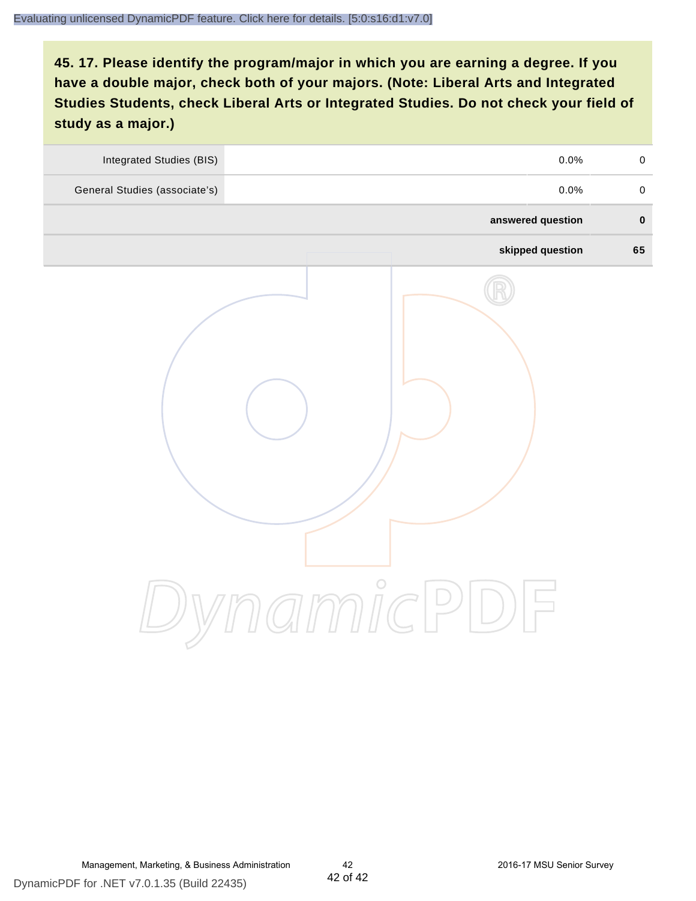Evaluating unlicensed DynamicPDF feature. Click here for details. [5:0:s16:d1:v7.0]

**45. 17. Please identify the program/major in which you are earning a degree. If you have a double major, check both of your majors. (Note: Liberal Arts and Integrated Studies Students, check Liberal Arts or Integrated Studies. Do not check your field of study as a major.)**

| | | | |
|---|---|---|---|
| Integrated Studies (BIS) | | 0.0% | 0 |
| General Studies (associate's) | | 0.0% | 0 |
| | | **answered question** | **0** |
| | | **skipped question** | **65** |

DynamicPDF for .NET v7.0.1.35 (Build 22435)